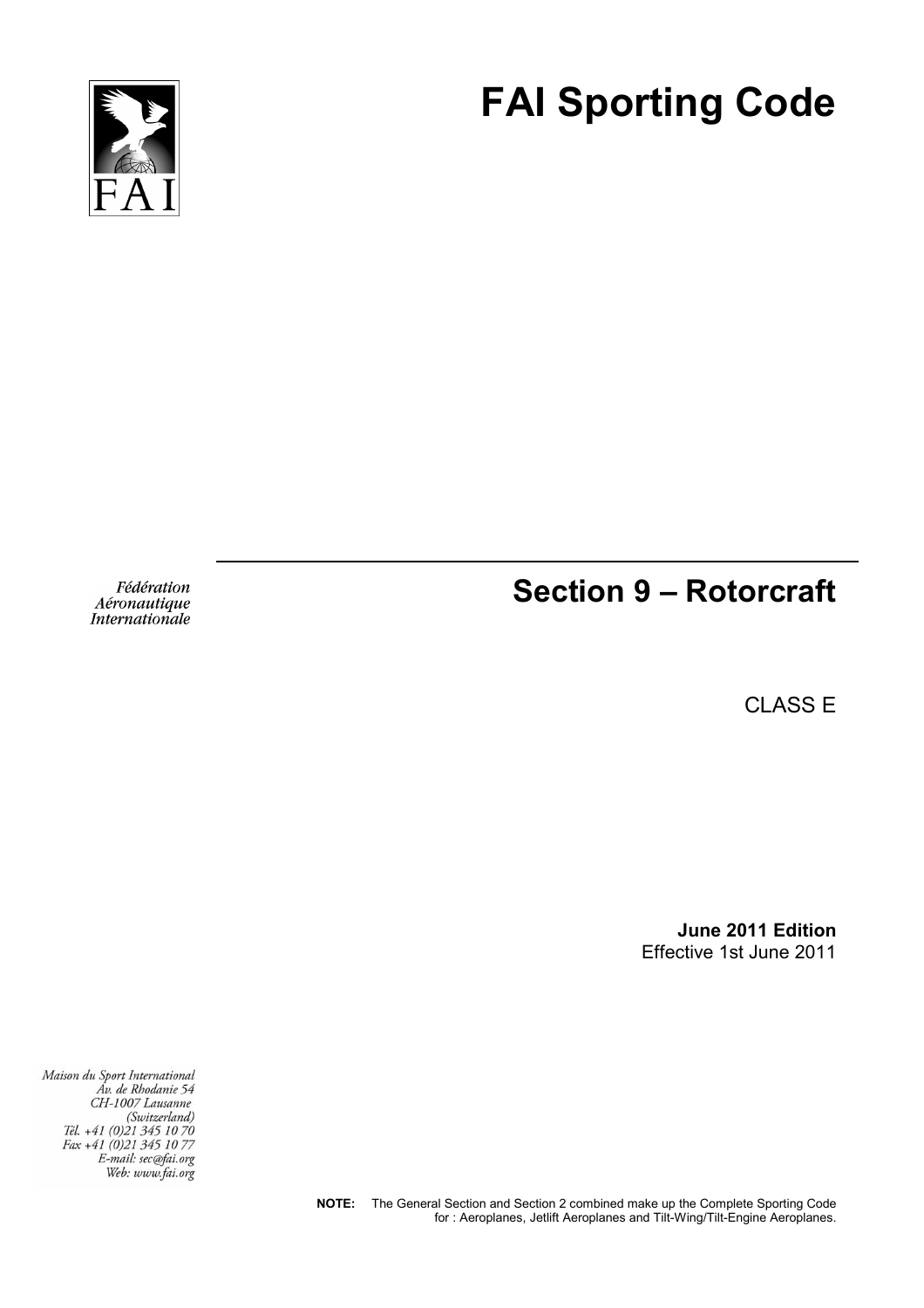# FAI Sporting Code

*Fédération Aéronautique Internationale*

## Section 9 – Rotorcraft

CLASS E

**June 2011 Edition**
Effective 1st June 2011

*Maison du Sport International*
*Av. de Rhodanie 54*
*CH-1007 Lausanne*
*(Switzerland)*
*Tél. +41 (0)21 345 10 70*
*Fax +41 (0)21 345 10 77*
*E-mail: sec@fai.org*
*Web: www.fai.org*

**NOTE:** The General Section and Section 2 combined make up the Complete Sporting Code for : Aeroplanes, Jetlift Aeroplanes and Tilt-Wing/Tilt-Engine Aeroplanes.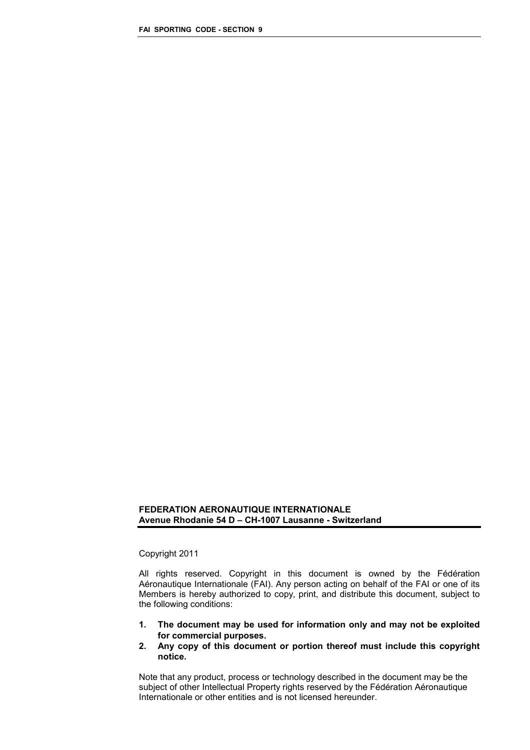**FEDERATION AERONAUTIQUE INTERNATIONALE**
**Avenue Rhodanie 54 D – CH-1007 Lausanne - Switzerland**

Copyright 2011

All rights reserved. Copyright in this document is owned by the Fédération Aéronautique Internationale (FAI). Any person acting on behalf of the FAI or one of its Members is hereby authorized to copy, print, and distribute this document, subject to the following conditions:

1. **The document may be used for information only and may not be exploited for commercial purposes.**
2. **Any copy of this document or portion thereof must include this copyright notice.**

Note that any product, process or technology described in the document may be the subject of other Intellectual Property rights reserved by the Fédération Aéronautique Internationale or other entities and is not licensed hereunder.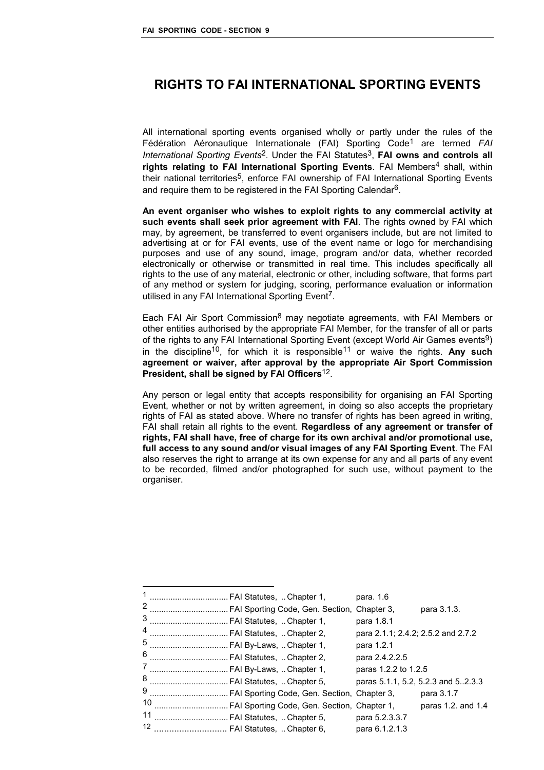# RIGHTS TO FAI INTERNATIONAL SPORTING EVENTS

All international sporting events organised wholly or partly under the rules of the Fédération Aéronautique Internationale (FAI) Sporting Code[1] are termed *FAI International Sporting Events*[2]. Under the FAI Statutes[3], **FAI owns and controls all rights relating to FAI International Sporting Events**. FAI Members[4] shall, within their national territories[5], enforce FAI ownership of FAI International Sporting Events and require them to be registered in the FAI Sporting Calendar[6].

**An event organiser who wishes to exploit rights to any commercial activity at such events shall seek prior agreement with FAI**. The rights owned by FAI which may, by agreement, be transferred to event organisers include, but are not limited to advertising at or for FAI events, use of the event name or logo for merchandising purposes and use of any sound, image, program and/or data, whether recorded electronically or otherwise or transmitted in real time. This includes specifically all rights to the use of any material, electronic or other, including software, that forms part of any method or system for judging, scoring, performance evaluation or information utilised in any FAI International Sporting Event[7].

Each FAI Air Sport Commission[8] may negotiate agreements, with FAI Members or other entities authorised by the appropriate FAI Member, for the transfer of all or parts of the rights to any FAI International Sporting Event (except World Air Games events[9]) in the discipline[10], for which it is responsible[11] or waive the rights. **Any such agreement or waiver, after approval by the appropriate Air Sport Commission President, shall be signed by FAI Officers**[12].

Any person or legal entity that accepts responsibility for organising an FAI Sporting Event, whether or not by written agreement, in doing so also accepts the proprietary rights of FAI as stated above. Where no transfer of rights has been agreed in writing, FAI shall retain all rights to the event. **Regardless of any agreement or transfer of rights, FAI shall have, free of charge for its own archival and/or promotional use, full access to any sound and/or visual images of any FAI Sporting Event**. The FAI also reserves the right to arrange at its own expense for any and all parts of any event to be recorded, filmed and/or photographed for such use, without payment to the organiser.

---

[1] .................................. FAI Statutes, .. Chapter 1, para. 1.6
[2] .................................. FAI Sporting Code, Gen. Section, Chapter 3, para 3.1.3.
[3] .................................. FAI Statutes, .. Chapter 1, para 1.8.1
[4] .................................. FAI Statutes, .. Chapter 2, para 2.1.1; 2.4.2; 2.5.2 and 2.7.2
[5] .................................. FAI By-Laws, .. Chapter 1, para 1.2.1
[6] .................................. FAI Statutes, .. Chapter 2, para 2.4.2.2.5
[7] .................................. FAI By-Laws, .. Chapter 1, paras 1.2.2 to 1.2.5
[8] .................................. FAI Statutes, .. Chapter 5, paras 5.1.1, 5.2, 5.2.3 and 5..2.3.3
[9] .................................. FAI Sporting Code, Gen. Section, Chapter 3, para 3.1.7
[10] ................................ FAI Sporting Code, Gen. Section, Chapter 1, paras 1.2. and 1.4
[11] ................................ FAI Statutes, .. Chapter 5, para 5.2.3.3.7
[12] ............................ FAI Statutes, .. Chapter 6, para 6.1.2.1.3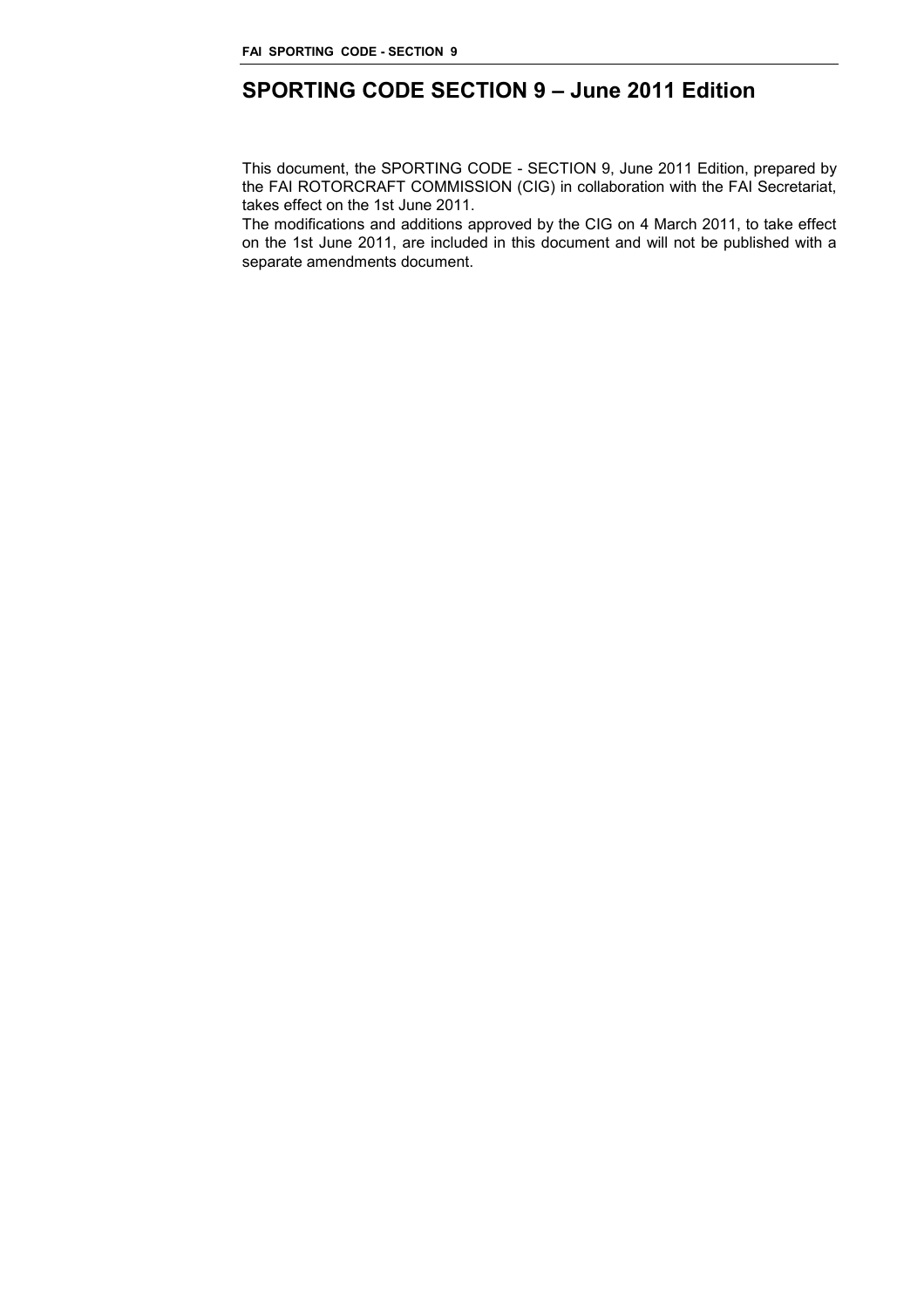# SPORTING CODE SECTION 9 – June 2011 Edition

This document, the SPORTING CODE - SECTION 9, June 2011 Edition, prepared by the FAI ROTORCRAFT COMMISSION (CIG) in collaboration with the FAI Secretariat, takes effect on the 1st June 2011.

The modifications and additions approved by the CIG on 4 March 2011, to take effect on the 1st June 2011, are included in this document and will not be published with a separate amendments document.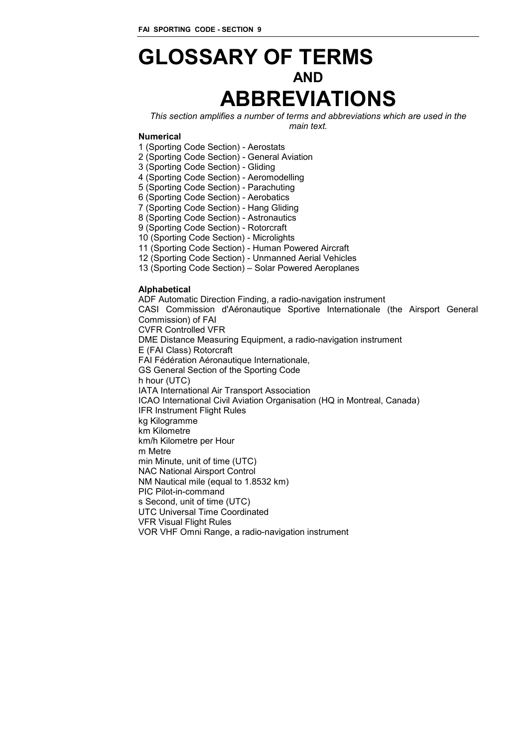# GLOSSARY OF TERMS

## AND

# ABBREVIATIONS

*This section amplifies a number of terms and abbreviations which are used in the main text.*

**Numerical**

1 (Sporting Code Section) - Aerostats
2 (Sporting Code Section) - General Aviation
3 (Sporting Code Section) - Gliding
4 (Sporting Code Section) - Aeromodelling
5 (Sporting Code Section) - Parachuting
6 (Sporting Code Section) - Aerobatics
7 (Sporting Code Section) - Hang Gliding
8 (Sporting Code Section) - Astronautics
9 (Sporting Code Section) - Rotorcraft
10 (Sporting Code Section) - Microlights
11 (Sporting Code Section) - Human Powered Aircraft
12 (Sporting Code Section) - Unmanned Aerial Vehicles
13 (Sporting Code Section) – Solar Powered Aeroplanes

**Alphabetical**

ADF Automatic Direction Finding, a radio-navigation instrument
CASI Commission d'Aéronautique Sportive Internationale (the Airsport General Commission) of FAI
CVFR Controlled VFR
DME Distance Measuring Equipment, a radio-navigation instrument
E (FAI Class) Rotorcraft
FAI Fédération Aéronautique Internationale,
GS General Section of the Sporting Code
h hour (UTC)
IATA International Air Transport Association
ICAO International Civil Aviation Organisation (HQ in Montreal, Canada)
IFR Instrument Flight Rules
kg Kilogramme
km Kilometre
km/h Kilometre per Hour
m Metre
min Minute, unit of time (UTC)
NAC National Airsport Control
NM Nautical mile (equal to 1.8532 km)
PIC Pilot-in-command
s Second, unit of time (UTC)
UTC Universal Time Coordinated
VFR Visual Flight Rules
VOR VHF Omni Range, a radio-navigation instrument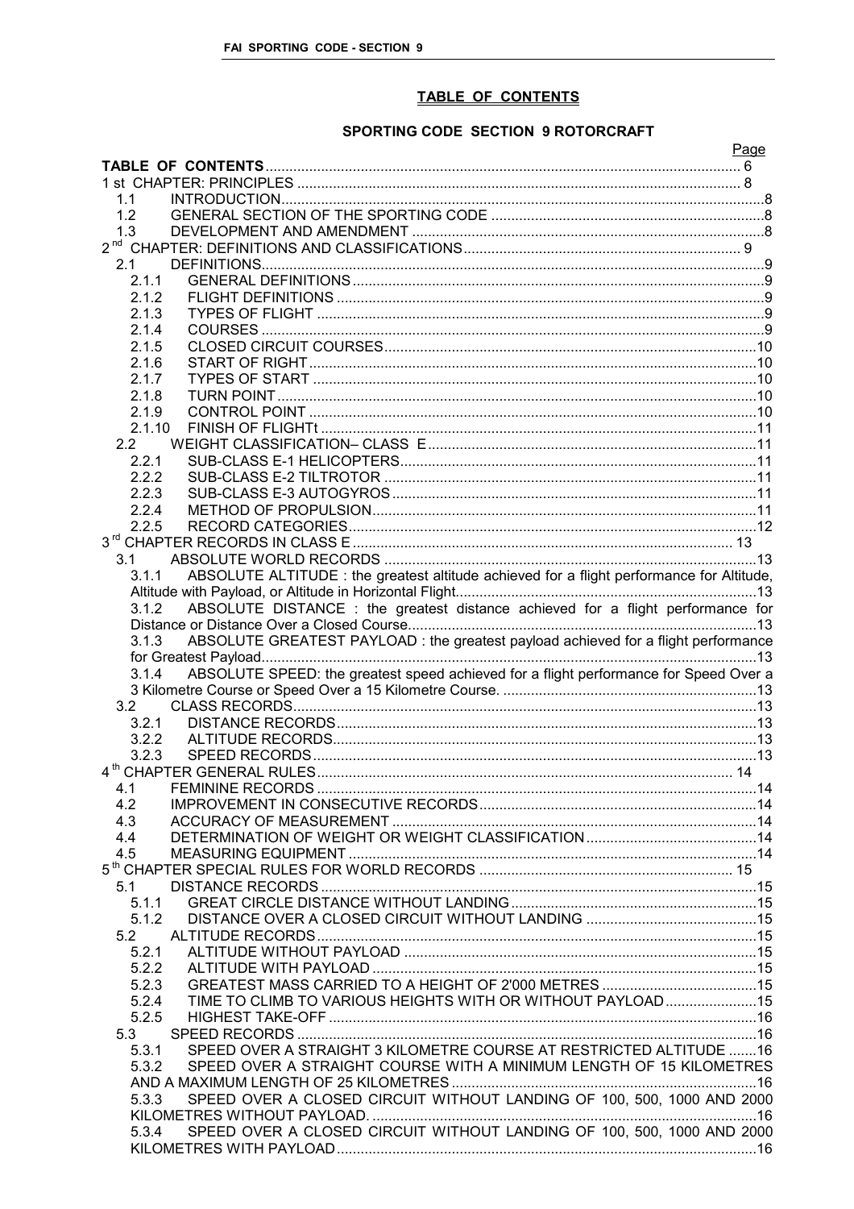## TABLE OF CONTENTS

### SPORTING CODE SECTION 9 ROTORCRAFT

| | | Page |
|---|---|---|
| **TABLE OF CONTENTS** | | 6 |
| 1 st CHAPTER: PRINCIPLES | | 8 |
| 1.1 | INTRODUCTION | 8 |
| 1.2 | GENERAL SECTION OF THE SPORTING CODE | 8 |
| 1.3 | DEVELOPMENT AND AMENDMENT | 8 |
| 2nd CHAPTER: DEFINITIONS AND CLASSIFICATIONS | | 9 |
| 2.1 | DEFINITIONS | 9 |
| 2.1.1 | GENERAL DEFINITIONS | 9 |
| 2.1.2 | FLIGHT DEFINITIONS | 9 |
| 2.1.3 | TYPES OF FLIGHT | 9 |
| 2.1.4 | COURSES | 9 |
| 2.1.5 | CLOSED CIRCUIT COURSES | 10 |
| 2.1.6 | START OF RIGHT | 10 |
| 2.1.7 | TYPES OF START | 10 |
| 2.1.8 | TURN POINT | 10 |
| 2.1.9 | CONTROL POINT | 10 |
| 2.1.10 | FINISH OF FLIGHTt | 11 |
| 2.2 | WEIGHT CLASSIFICATION– CLASS E | 11 |
| 2.2.1 | SUB-CLASS E-1 HELICOPTERS | 11 |
| 2.2.2 | SUB-CLASS E-2 TILTROTOR | 11 |
| 2.2.3 | SUB-CLASS E-3 AUTOGYROS | 11 |
| 2.2.4 | METHOD OF PROPULSION | 11 |
| 2.2.5 | RECORD CATEGORIES | 12 |
| 3rd CHAPTER RECORDS IN CLASS E | | 13 |
| 3.1 | ABSOLUTE WORLD RECORDS | 13 |
| 3.1.1 | ABSOLUTE ALTITUDE : the greatest altitude achieved for a flight performance for Altitude, Altitude with Payload, or Altitude in Horizontal Flight. | 13 |
| 3.1.2 | ABSOLUTE DISTANCE : the greatest distance achieved for a flight performance for Distance or Distance Over a Closed Course. | 13 |
| 3.1.3 | ABSOLUTE GREATEST PAYLOAD : the greatest payload achieved for a flight performance for Greatest Payload. | 13 |
| 3.1.4 | ABSOLUTE SPEED: the greatest speed achieved for a flight performance for Speed Over a 3 Kilometre Course or Speed Over a 15 Kilometre Course. | 13 |
| 3.2 | CLASS RECORDS | 13 |
| 3.2.1 | DISTANCE RECORDS | 13 |
| 3.2.2 | ALTITUDE RECORDS | 13 |
| 3.2.3 | SPEED RECORDS | 13 |
| 4th CHAPTER GENERAL RULES | | 14 |
| 4.1 | FEMININE RECORDS | 14 |
| 4.2 | IMPROVEMENT IN CONSECUTIVE RECORDS | 14 |
| 4.3 | ACCURACY OF MEASUREMENT | 14 |
| 4.4 | DETERMINATION OF WEIGHT OR WEIGHT CLASSIFICATION | 14 |
| 4.5 | MEASURING EQUIPMENT | 14 |
| 5th CHAPTER SPECIAL RULES FOR WORLD RECORDS | | 15 |
| 5.1 | DISTANCE RECORDS | 15 |
| 5.1.1 | GREAT CIRCLE DISTANCE WITHOUT LANDING | 15 |
| 5.1.2 | DISTANCE OVER A CLOSED CIRCUIT WITHOUT LANDING | 15 |
| 5.2 | ALTITUDE RECORDS | 15 |
| 5.2.1 | ALTITUDE WITHOUT PAYLOAD | 15 |
| 5.2.2 | ALTITUDE WITH PAYLOAD | 15 |
| 5.2.3 | GREATEST MASS CARRIED TO A HEIGHT OF 2'000 METRES | 15 |
| 5.2.4 | TIME TO CLIMB TO VARIOUS HEIGHTS WITH OR WITHOUT PAYLOAD | 15 |
| 5.2.5 | HIGHEST TAKE-OFF | 16 |
| 5.3 | SPEED RECORDS | 16 |
| 5.3.1 | SPEED OVER A STRAIGHT 3 KILOMETRE COURSE AT RESTRICTED ALTITUDE | 16 |
| 5.3.2 | SPEED OVER A STRAIGHT COURSE WITH A MINIMUM LENGTH OF 15 KILOMETRES AND A MAXIMUM LENGTH OF 25 KILOMETRES | 16 |
| 5.3.3 | SPEED OVER A CLOSED CIRCUIT WITHOUT LANDING OF 100, 500, 1000 AND 2000 KILOMETRES WITHOUT PAYLOAD. | 16 |
| 5.3.4 | SPEED OVER A CLOSED CIRCUIT WITHOUT LANDING OF 100, 500, 1000 AND 2000 KILOMETRES WITH PAYLOAD | 16 |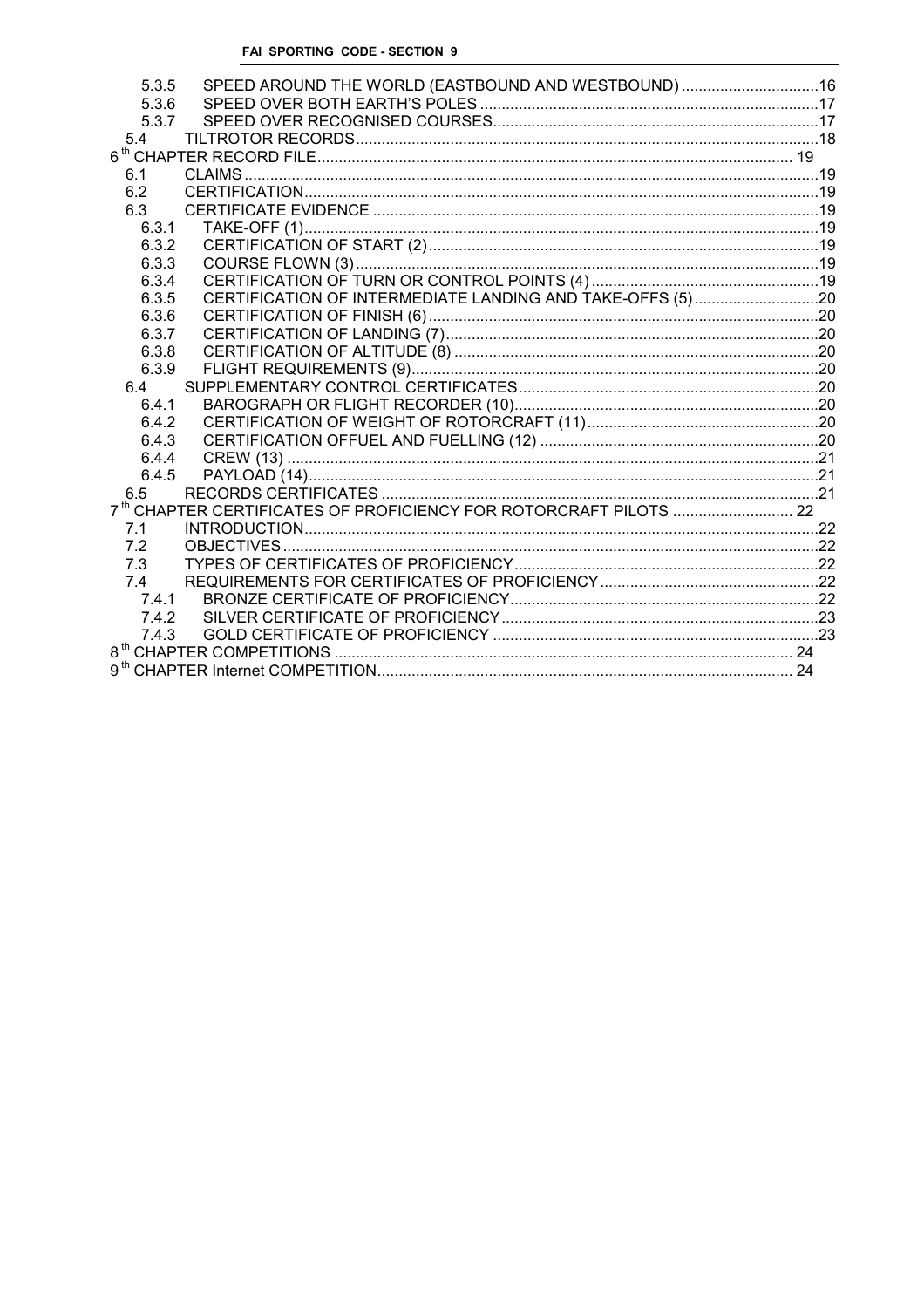| | | |
|---|---|---|
| 5.3.5 | SPEED AROUND THE WORLD (EASTBOUND AND WESTBOUND) | 16 |
| 5.3.6 | SPEED OVER BOTH EARTH'S POLES | 17 |
| 5.3.7 | SPEED OVER RECOGNISED COURSES | 17 |
| 5.4 | TILTROTOR RECORDS | 18 |
| 6[th] CHAPTER RECORD FILE | | 19 |
| 6.1 | CLAIMS | 19 |
| 6.2 | CERTIFICATION | 19 |
| 6.3 | CERTIFICATE EVIDENCE | 19 |
| 6.3.1 | TAKE-OFF (1) | 19 |
| 6.3.2 | CERTIFICATION OF START (2) | 19 |
| 6.3.3 | COURSE FLOWN (3) | 19 |
| 6.3.4 | CERTIFICATION OF TURN OR CONTROL POINTS (4) | 19 |
| 6.3.5 | CERTIFICATION OF INTERMEDIATE LANDING AND TAKE-OFFS (5) | 20 |
| 6.3.6 | CERTIFICATION OF FINISH (6) | 20 |
| 6.3.7 | CERTIFICATION OF LANDING (7) | 20 |
| 6.3.8 | CERTIFICATION OF ALTITUDE (8) | 20 |
| 6.3.9 | FLIGHT REQUIREMENTS (9) | 20 |
| 6.4 | SUPPLEMENTARY CONTROL CERTIFICATES | 20 |
| 6.4.1 | BAROGRAPH OR FLIGHT RECORDER (10) | 20 |
| 6.4.2 | CERTIFICATION OF WEIGHT OF ROTORCRAFT (11) | 20 |
| 6.4.3 | CERTIFICATION OFFUEL AND FUELLING (12) | 20 |
| 6.4.4 | CREW (13) | 21 |
| 6.4.5 | PAYLOAD (14) | 21 |
| 6.5 | RECORDS CERTIFICATES | 21 |
| 7[th] CHAPTER CERTIFICATES OF PROFICIENCY FOR ROTORCRAFT PILOTS | | 22 |
| 7.1 | INTRODUCTION | 22 |
| 7.2 | OBJECTIVES | 22 |
| 7.3 | TYPES OF CERTIFICATES OF PROFICIENCY | 22 |
| 7.4 | REQUIREMENTS FOR CERTIFICATES OF PROFICIENCY | 22 |
| 7.4.1 | BRONZE CERTIFICATE OF PROFICIENCY | 22 |
| 7.4.2 | SILVER CERTIFICATE OF PROFICIENCY | 23 |
| 7.4.3 | GOLD CERTIFICATE OF PROFICIENCY | 23 |
| 8[th] CHAPTER COMPETITIONS | | 24 |
| 9[th] CHAPTER Internet COMPETITION | | 24 |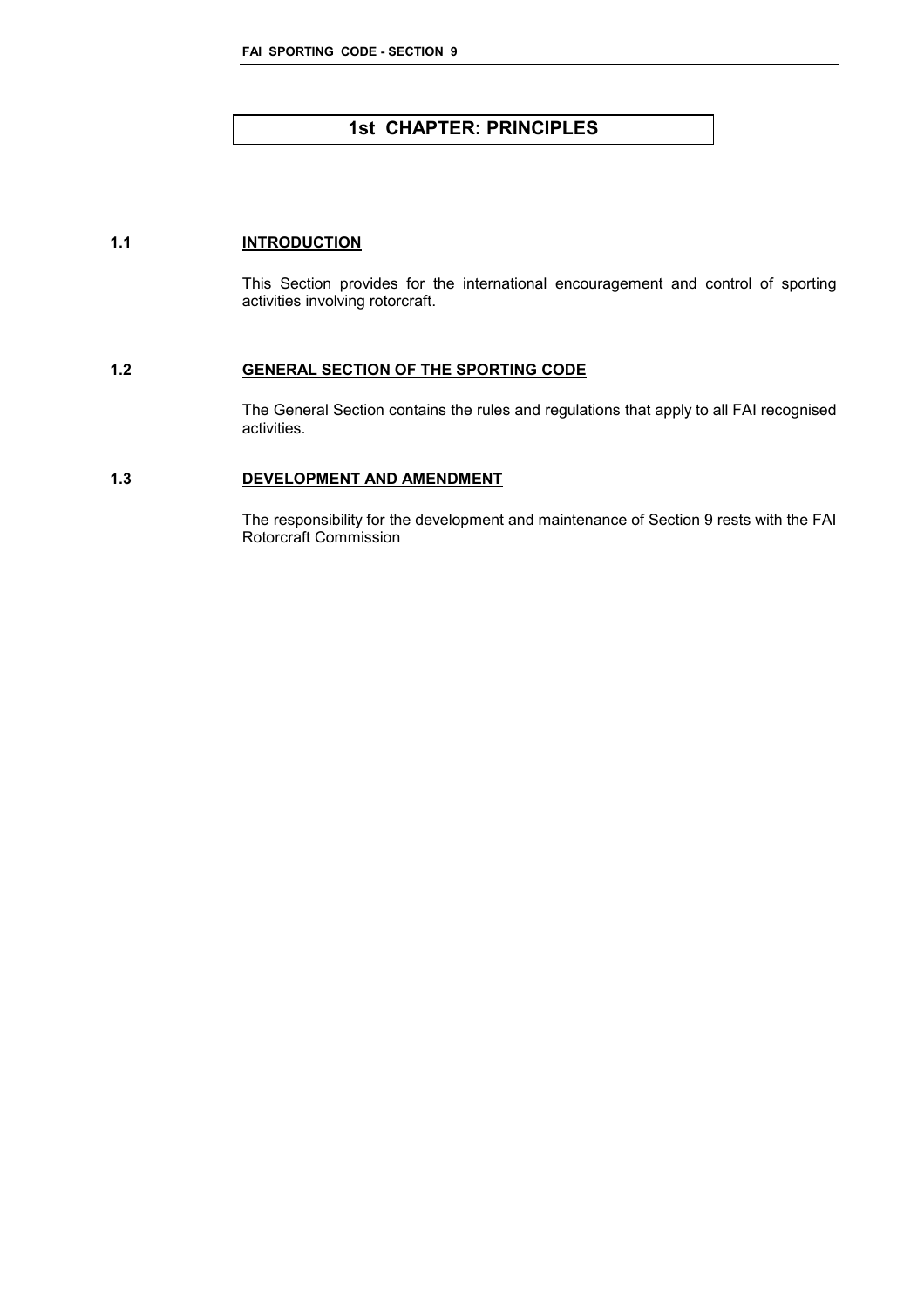# 1st CHAPTER: PRINCIPLES

## 1.1 INTRODUCTION

This Section provides for the international encouragement and control of sporting activities involving rotorcraft.

## 1.2 GENERAL SECTION OF THE SPORTING CODE

The General Section contains the rules and regulations that apply to all FAI recognised activities.

## 1.3 DEVELOPMENT AND AMENDMENT

The responsibility for the development and maintenance of Section 9 rests with the FAI Rotorcraft Commission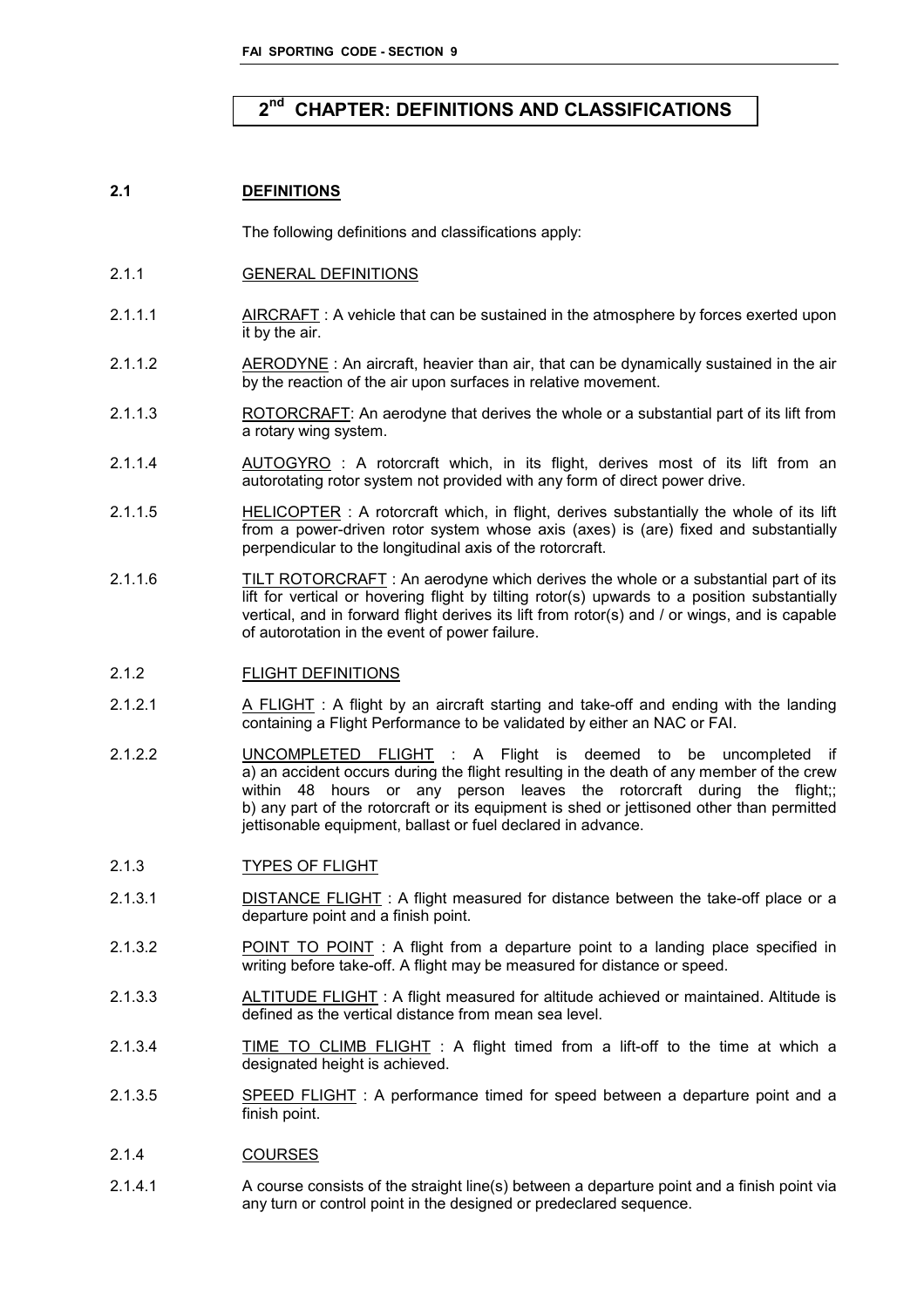# 2[nd] CHAPTER: DEFINITIONS AND CLASSIFICATIONS

## 2.1 DEFINITIONS

The following definitions and classifications apply:

### 2.1.1 GENERAL DEFINITIONS

2.1.1.1 AIRCRAFT : A vehicle that can be sustained in the atmosphere by forces exerted upon it by the air.

2.1.1.2 AERODYNE : An aircraft, heavier than air, that can be dynamically sustained in the air by the reaction of the air upon surfaces in relative movement.

2.1.1.3 ROTORCRAFT: An aerodyne that derives the whole or a substantial part of its lift from a rotary wing system.

2.1.1.4 AUTOGYRO : A rotorcraft which, in its flight, derives most of its lift from an autorotating rotor system not provided with any form of direct power drive.

2.1.1.5 HELICOPTER : A rotorcraft which, in flight, derives substantially the whole of its lift from a power-driven rotor system whose axis (axes) is (are) fixed and substantially perpendicular to the longitudinal axis of the rotorcraft.

2.1.1.6 TILT ROTORCRAFT : An aerodyne which derives the whole or a substantial part of its lift for vertical or hovering flight by tilting rotor(s) upwards to a position substantially vertical, and in forward flight derives its lift from rotor(s) and / or wings, and is capable of autorotation in the event of power failure.

### 2.1.2 FLIGHT DEFINITIONS

2.1.2.1 A FLIGHT : A flight by an aircraft starting and take-off and ending with the landing containing a Flight Performance to be validated by either an NAC or FAI.

2.1.2.2 UNCOMPLETED FLIGHT : A Flight is deemed to be uncompleted if a) an accident occurs during the flight resulting in the death of any member of the crew within 48 hours or any person leaves the rotorcraft during the flight;; b) any part of the rotorcraft or its equipment is shed or jettisoned other than permitted jettisonable equipment, ballast or fuel declared in advance.

### 2.1.3 TYPES OF FLIGHT

2.1.3.1 DISTANCE FLIGHT : A flight measured for distance between the take-off place or a departure point and a finish point.

2.1.3.2 POINT TO POINT : A flight from a departure point to a landing place specified in writing before take-off. A flight may be measured for distance or speed.

2.1.3.3 ALTITUDE FLIGHT : A flight measured for altitude achieved or maintained. Altitude is defined as the vertical distance from mean sea level.

2.1.3.4 TIME TO CLIMB FLIGHT : A flight timed from a lift-off to the time at which a designated height is achieved.

2.1.3.5 SPEED FLIGHT : A performance timed for speed between a departure point and a finish point.

### 2.1.4 COURSES

2.1.4.1 A course consists of the straight line(s) between a departure point and a finish point via any turn or control point in the designed or predeclared sequence.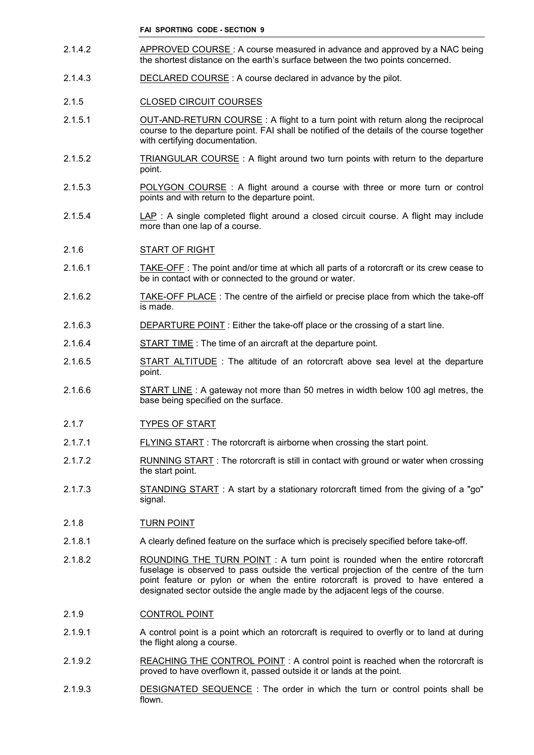2.1.4.2 APPROVED COURSE : A course measured in advance and approved by a NAC being the shortest distance on the earth's surface between the two points concerned.

2.1.4.3 DECLARED COURSE : A course declared in advance by the pilot.

2.1.5 CLOSED CIRCUIT COURSES

2.1.5.1 OUT-AND-RETURN COURSE : A flight to a turn point with return along the reciprocal course to the departure point. FAI shall be notified of the details of the course together with certifying documentation.

2.1.5.2 TRIANGULAR COURSE : A flight around two turn points with return to the departure point.

2.1.5.3 POLYGON COURSE : A flight around a course with three or more turn or control points and with return to the departure point.

2.1.5.4 LAP : A single completed flight around a closed circuit course. A flight may include more than one lap of a course.

2.1.6 START OF RIGHT

2.1.6.1 TAKE-OFF : The point and/or time at which all parts of a rotorcraft or its crew cease to be in contact with or connected to the ground or water.

2.1.6.2 TAKE-OFF PLACE : The centre of the airfield or precise place from which the take-off is made.

2.1.6.3 DEPARTURE POINT : Either the take-off place or the crossing of a start line.

2.1.6.4 START TIME : The time of an aircraft at the departure point.

2.1.6.5 START ALTITUDE : The altitude of an rotorcraft above sea level at the departure point.

2.1.6.6 START LINE : A gateway not more than 50 metres in width below 100 agl metres, the base being specified on the surface.

2.1.7 TYPES OF START

2.1.7.1 FLYING START : The rotorcraft is airborne when crossing the start point.

2.1.7.2 RUNNING START : The rotorcraft is still in contact with ground or water when crossing the start point.

2.1.7.3 STANDING START : A start by a stationary rotorcraft timed from the giving of a "go" signal.

2.1.8 TURN POINT

2.1.8.1 A clearly defined feature on the surface which is precisely specified before take-off.

2.1.8.2 ROUNDING THE TURN POINT : A turn point is rounded when the entire rotorcraft fuselage is observed to pass outside the vertical projection of the centre of the turn point feature or pylon or when the entire rotorcraft is proved to have entered a designated sector outside the angle made by the adjacent legs of the course.

2.1.9 CONTROL POINT

2.1.9.1 A control point is a point which an rotorcraft is required to overfly or to land at during the flight along a course.

2.1.9.2 REACHING THE CONTROL POINT : A control point is reached when the rotorcraft is proved to have overflown it, passed outside it or lands at the point.

2.1.9.3 DESIGNATED SEQUENCE : The order in which the turn or control points shall be flown.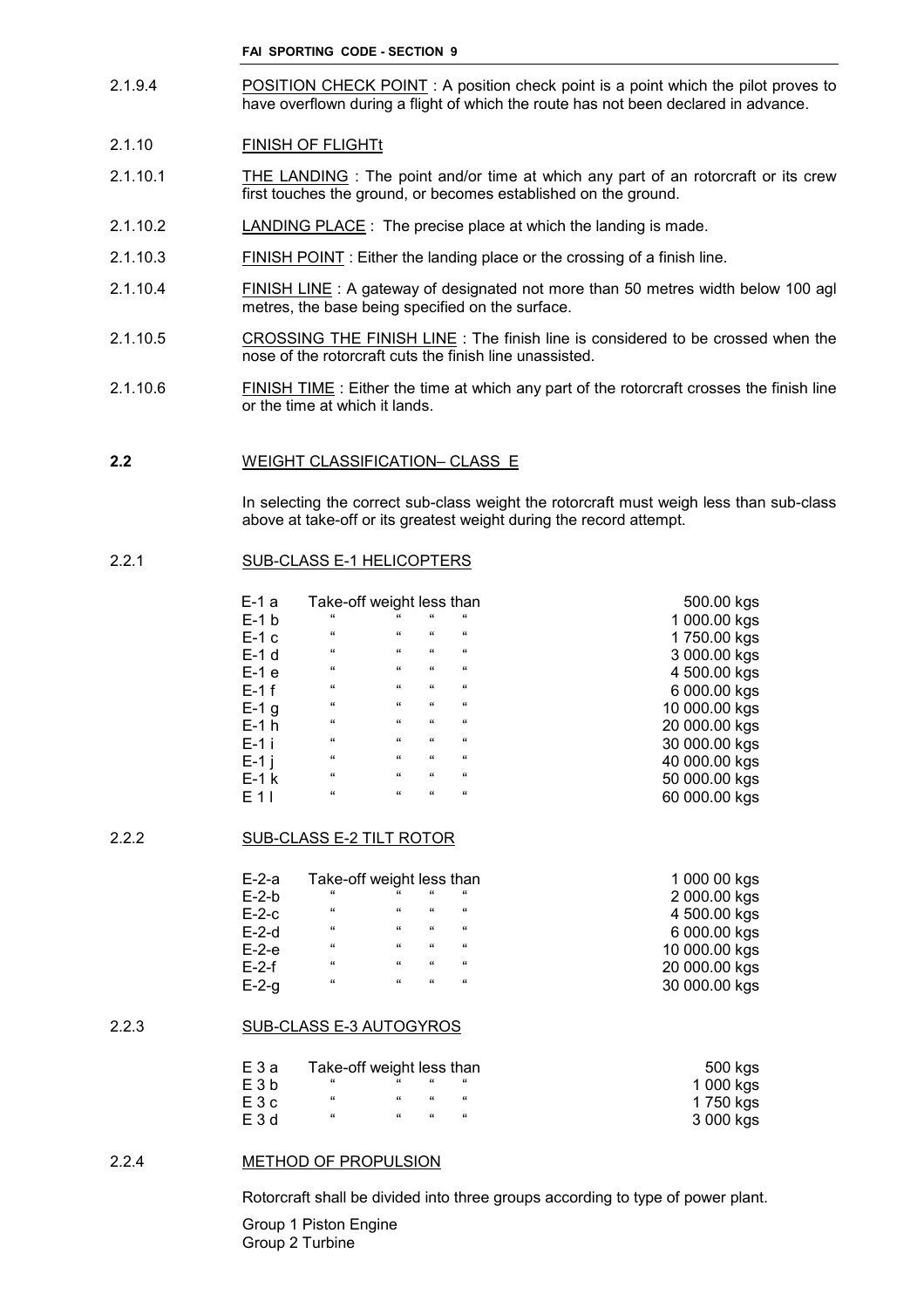2.1.9.4 POSITION CHECK POINT : A position check point is a point which the pilot proves to have overflown during a flight of which the route has not been declared in advance.

2.1.10 FINISH OF FLIGHTt

2.1.10.1 THE LANDING : The point and/or time at which any part of an rotorcraft or its crew first touches the ground, or becomes established on the ground.

2.1.10.2 LANDING PLACE : The precise place at which the landing is made.

2.1.10.3 FINISH POINT : Either the landing place or the crossing of a finish line.

2.1.10.4 FINISH LINE : A gateway of designated not more than 50 metres width below 100 agl metres, the base being specified on the surface.

2.1.10.5 CROSSING THE FINISH LINE : The finish line is considered to be crossed when the nose of the rotorcraft cuts the finish line unassisted.

2.1.10.6 FINISH TIME : Either the time at which any part of the rotorcraft crosses the finish line or the time at which it lands.

## 2.2 WEIGHT CLASSIFICATION– CLASS E

In selecting the correct sub-class weight the rotorcraft must weigh less than sub-class above at take-off or its greatest weight during the record attempt.

### 2.2.1 SUB-CLASS E-1 HELICOPTERS

| | | |
|---|---|---|
| E-1 a | Take-off weight less than | 500.00 kgs |
| E-1 b | " " " " | 1 000.00 kgs |
| E-1 c | " " " " | 1 750.00 kgs |
| E-1 d | " " " " | 3 000.00 kgs |
| E-1 e | " " " " | 4 500.00 kgs |
| E-1 f | " " " " | 6 000.00 kgs |
| E-1 g | " " " " | 10 000.00 kgs |
| E-1 h | " " " " | 20 000.00 kgs |
| E-1 i | " " " " | 30 000.00 kgs |
| E-1 j | " " " " | 40 000.00 kgs |
| E-1 k | " " " " | 50 000.00 kgs |
| E 1 l | " " " " | 60 000.00 kgs |

### 2.2.2 SUB-CLASS E-2 TILT ROTOR

| | | |
|---|---|---|
| E-2-a | Take-off weight less than | 1 000 00 kgs |
| E-2-b | " " " " | 2 000.00 kgs |
| E-2-c | " " " " | 4 500.00 kgs |
| E-2-d | " " " " | 6 000.00 kgs |
| E-2-e | " " " " | 10 000.00 kgs |
| E-2-f | " " " " | 20 000.00 kgs |
| E-2-g | " " " " | 30 000.00 kgs |

### 2.2.3 SUB-CLASS E-3 AUTOGYROS

| | | |
|---|---|---|
| E 3 a | Take-off weight less than | 500 kgs |
| E 3 b | " " " " | 1 000 kgs |
| E 3 c | " " " " | 1 750 kgs |
| E 3 d | " " " " | 3 000 kgs |

### 2.2.4 METHOD OF PROPULSION

Rotorcraft shall be divided into three groups according to type of power plant.

Group 1 Piston Engine
Group 2 Turbine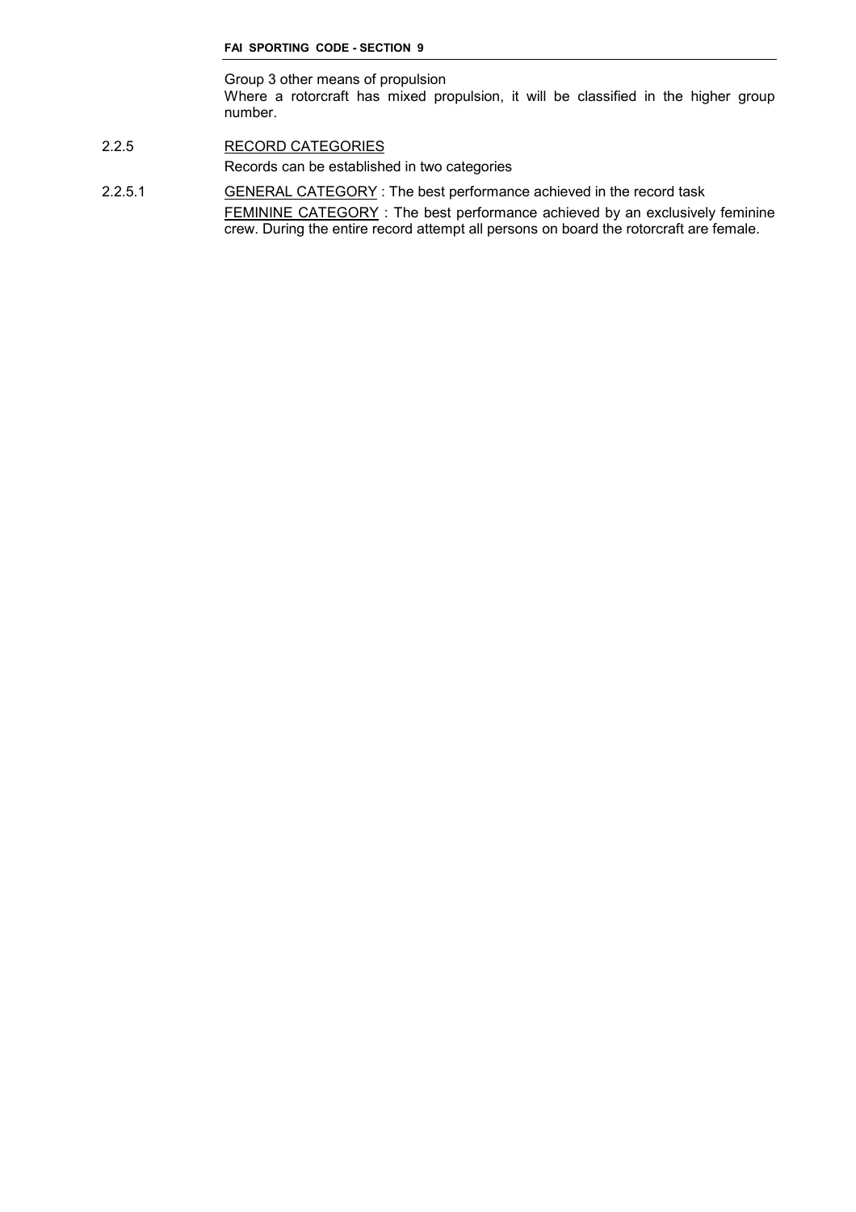Group 3 other means of propulsion

Where a rotorcraft has mixed propulsion, it will be classified in the higher group number.

2.2.5 RECORD CATEGORIES

Records can be established in two categories

2.2.5.1 GENERAL CATEGORY : The best performance achieved in the record task

FEMININE CATEGORY : The best performance achieved by an exclusively feminine crew. During the entire record attempt all persons on board the rotorcraft are female.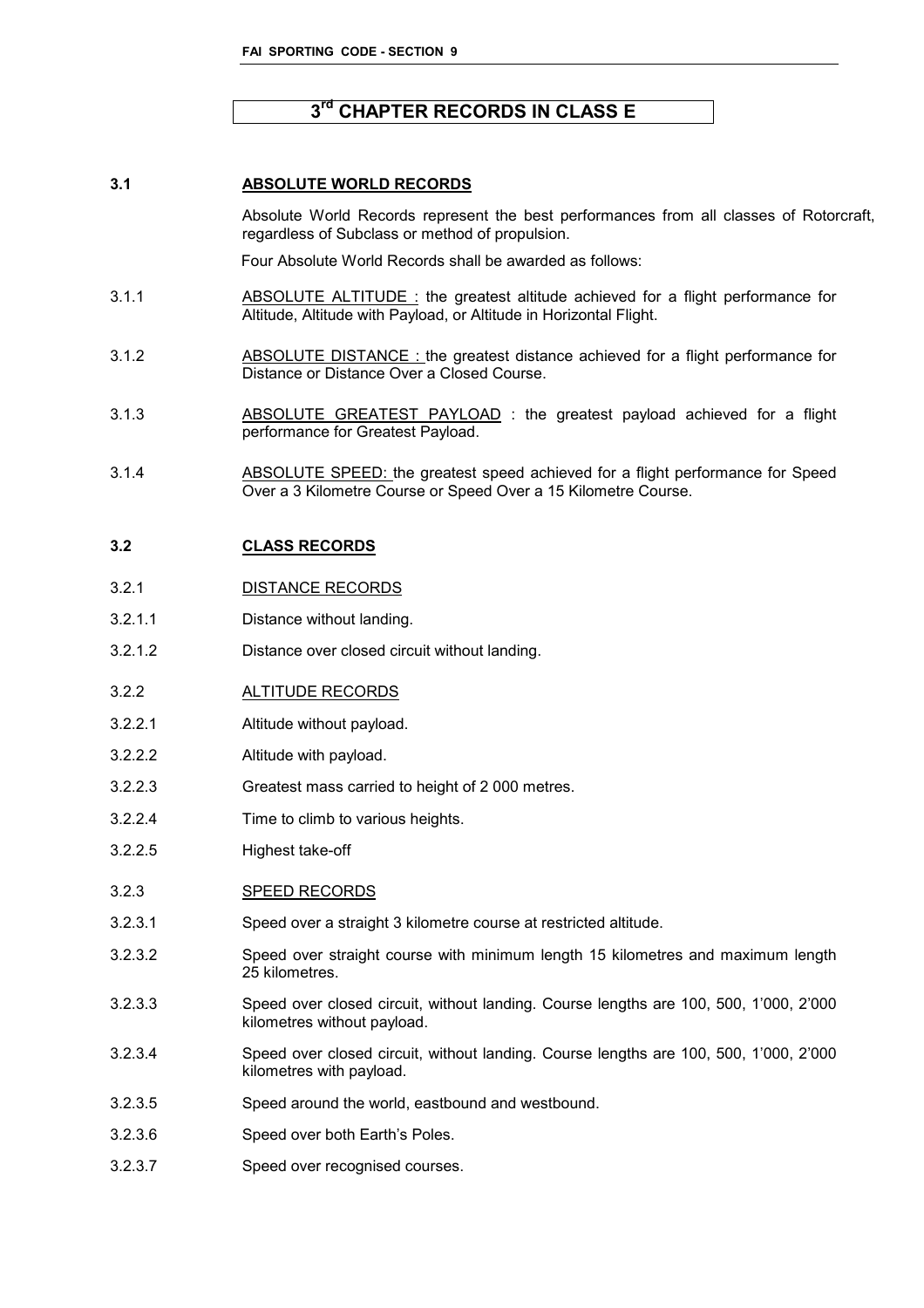# 3rd CHAPTER RECORDS IN CLASS E

## 3.1 ABSOLUTE WORLD RECORDS

Absolute World Records represent the best performances from all classes of Rotorcraft, regardless of Subclass or method of propulsion.

Four Absolute World Records shall be awarded as follows:

3.1.1 ABSOLUTE ALTITUDE : the greatest altitude achieved for a flight performance for Altitude, Altitude with Payload, or Altitude in Horizontal Flight.

3.1.2 ABSOLUTE DISTANCE : the greatest distance achieved for a flight performance for Distance or Distance Over a Closed Course.

3.1.3 ABSOLUTE GREATEST PAYLOAD : the greatest payload achieved for a flight performance for Greatest Payload.

3.1.4 ABSOLUTE SPEED: the greatest speed achieved for a flight performance for Speed Over a 3 Kilometre Course or Speed Over a 15 Kilometre Course.

## 3.2 CLASS RECORDS

3.2.1 DISTANCE RECORDS

3.2.1.1 Distance without landing.

3.2.1.2 Distance over closed circuit without landing.

3.2.2 ALTITUDE RECORDS

3.2.2.1 Altitude without payload.

3.2.2.2 Altitude with payload.

3.2.2.3 Greatest mass carried to height of 2 000 metres.

3.2.2.4 Time to climb to various heights.

3.2.2.5 Highest take-off

3.2.3 SPEED RECORDS

3.2.3.1 Speed over a straight 3 kilometre course at restricted altitude.

3.2.3.2 Speed over straight course with minimum length 15 kilometres and maximum length 25 kilometres.

3.2.3.3 Speed over closed circuit, without landing. Course lengths are 100, 500, 1'000, 2'000 kilometres without payload.

3.2.3.4 Speed over closed circuit, without landing. Course lengths are 100, 500, 1'000, 2'000 kilometres with payload.

3.2.3.5 Speed around the world, eastbound and westbound.

3.2.3.6 Speed over both Earth's Poles.

3.2.3.7 Speed over recognised courses.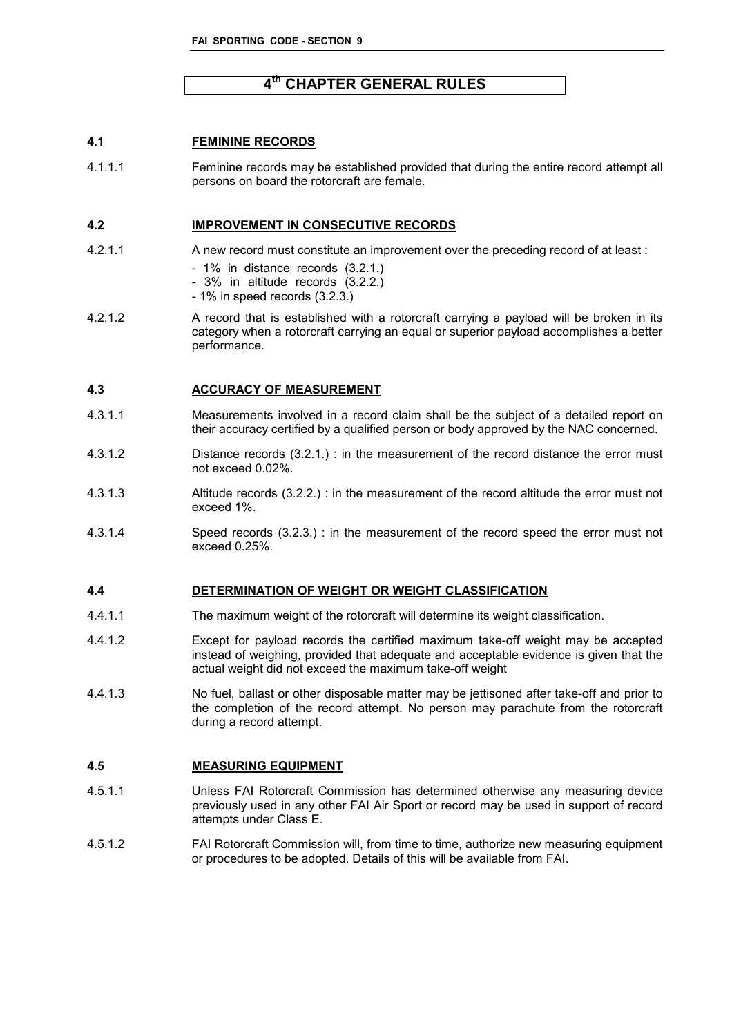# 4th CHAPTER GENERAL RULES

## 4.1 FEMININE RECORDS

4.1.1.1 Feminine records may be established provided that during the entire record attempt all persons on board the rotorcraft are female.

## 4.2 IMPROVEMENT IN CONSECUTIVE RECORDS

4.2.1.1 A new record must constitute an improvement over the preceding record of at least :

- 1% in distance records (3.2.1.)
- 3% in altitude records (3.2.2.)
- 1% in speed records (3.2.3.)

4.2.1.2 A record that is established with a rotorcraft carrying a payload will be broken in its category when a rotorcraft carrying an equal or superior payload accomplishes a better performance.

## 4.3 ACCURACY OF MEASUREMENT

4.3.1.1 Measurements involved in a record claim shall be the subject of a detailed report on their accuracy certified by a qualified person or body approved by the NAC concerned.

4.3.1.2 Distance records (3.2.1.) : in the measurement of the record distance the error must not exceed 0.02%.

4.3.1.3 Altitude records (3.2.2.) : in the measurement of the record altitude the error must not exceed 1%.

4.3.1.4 Speed records (3.2.3.) : in the measurement of the record speed the error must not exceed 0.25%.

## 4.4 DETERMINATION OF WEIGHT OR WEIGHT CLASSIFICATION

4.4.1.1 The maximum weight of the rotorcraft will determine its weight classification.

4.4.1.2 Except for payload records the certified maximum take-off weight may be accepted instead of weighing, provided that adequate and acceptable evidence is given that the actual weight did not exceed the maximum take-off weight

4.4.1.3 No fuel, ballast or other disposable matter may be jettisoned after take-off and prior to the completion of the record attempt. No person may parachute from the rotorcraft during a record attempt.

## 4.5 MEASURING EQUIPMENT

4.5.1.1 Unless FAI Rotorcraft Commission has determined otherwise any measuring device previously used in any other FAI Air Sport or record may be used in support of record attempts under Class E.

4.5.1.2 FAI Rotorcraft Commission will, from time to time, authorize new measuring equipment or procedures to be adopted. Details of this will be available from FAI.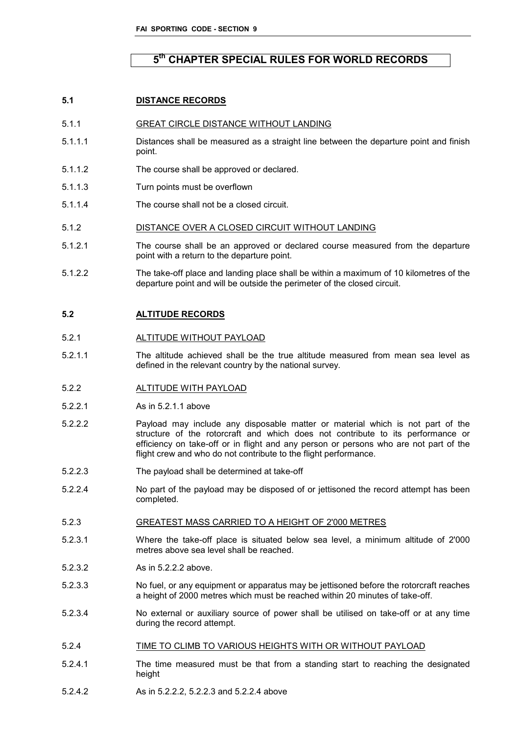# 5th CHAPTER SPECIAL RULES FOR WORLD RECORDS

## 5.1 DISTANCE RECORDS

### 5.1.1 GREAT CIRCLE DISTANCE WITHOUT LANDING

5.1.1.1 Distances shall be measured as a straight line between the departure point and finish point.

5.1.1.2 The course shall be approved or declared.

5.1.1.3 Turn points must be overflown

5.1.1.4 The course shall not be a closed circuit.

### 5.1.2 DISTANCE OVER A CLOSED CIRCUIT WITHOUT LANDING

5.1.2.1 The course shall be an approved or declared course measured from the departure point with a return to the departure point.

5.1.2.2 The take-off place and landing place shall be within a maximum of 10 kilometres of the departure point and will be outside the perimeter of the closed circuit.

## 5.2 ALTITUDE RECORDS

### 5.2.1 ALTITUDE WITHOUT PAYLOAD

5.2.1.1 The altitude achieved shall be the true altitude measured from mean sea level as defined in the relevant country by the national survey.

### 5.2.2 ALTITUDE WITH PAYLOAD

5.2.2.1 As in 5.2.1.1 above

5.2.2.2 Payload may include any disposable matter or material which is not part of the structure of the rotorcraft and which does not contribute to its performance or efficiency on take-off or in flight and any person or persons who are not part of the flight crew and who do not contribute to the flight performance.

5.2.2.3 The payload shall be determined at take-off

5.2.2.4 No part of the payload may be disposed of or jettisoned the record attempt has been completed.

### 5.2.3 GREATEST MASS CARRIED TO A HEIGHT OF 2'000 METRES

5.2.3.1 Where the take-off place is situated below sea level, a minimum altitude of 2'000 metres above sea level shall be reached.

5.2.3.2 As in 5.2.2.2 above.

5.2.3.3 No fuel, or any equipment or apparatus may be jettisoned before the rotorcraft reaches a height of 2000 metres which must be reached within 20 minutes of take-off.

5.2.3.4 No external or auxiliary source of power shall be utilised on take-off or at any time during the record attempt.

### 5.2.4 TIME TO CLIMB TO VARIOUS HEIGHTS WITH OR WITHOUT PAYLOAD

5.2.4.1 The time measured must be that from a standing start to reaching the designated height

5.2.4.2 As in 5.2.2.2, 5.2.2.3 and 5.2.2.4 above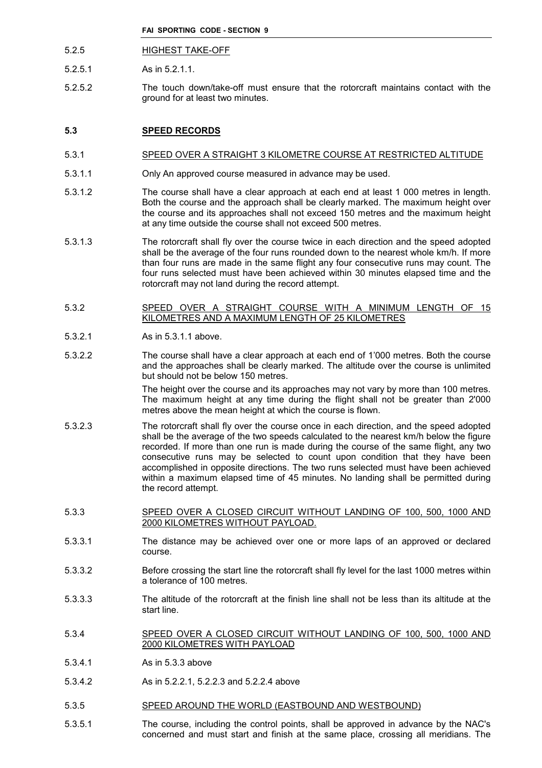5.2.5 HIGHEST TAKE-OFF

5.2.5.1 As in 5.2.1.1.

5.2.5.2 The touch down/take-off must ensure that the rotorcraft maintains contact with the ground for at least two minutes.

## 5.3 SPEED RECORDS

5.3.1 SPEED OVER A STRAIGHT 3 KILOMETRE COURSE AT RESTRICTED ALTITUDE

5.3.1.1 Only An approved course measured in advance may be used.

5.3.1.2 The course shall have a clear approach at each end at least 1 000 metres in length. Both the course and the approach shall be clearly marked. The maximum height over the course and its approaches shall not exceed 150 metres and the maximum height at any time outside the course shall not exceed 500 metres.

5.3.1.3 The rotorcraft shall fly over the course twice in each direction and the speed adopted shall be the average of the four runs rounded down to the nearest whole km/h. If more than four runs are made in the same flight any four consecutive runs may count. The four runs selected must have been achieved within 30 minutes elapsed time and the rotorcraft may not land during the record attempt.

5.3.2 SPEED OVER A STRAIGHT COURSE WITH A MINIMUM LENGTH OF 15 KILOMETRES AND A MAXIMUM LENGTH OF 25 KILOMETRES

5.3.2.1 As in 5.3.1.1 above.

5.3.2.2 The course shall have a clear approach at each end of 1'000 metres. Both the course and the approaches shall be clearly marked. The altitude over the course is unlimited but should not be below 150 metres.

The height over the course and its approaches may not vary by more than 100 metres. The maximum height at any time during the flight shall not be greater than 2'000 metres above the mean height at which the course is flown.

5.3.2.3 The rotorcraft shall fly over the course once in each direction, and the speed adopted shall be the average of the two speeds calculated to the nearest km/h below the figure recorded. If more than one run is made during the course of the same flight, any two consecutive runs may be selected to count upon condition that they have been accomplished in opposite directions. The two runs selected must have been achieved within a maximum elapsed time of 45 minutes. No landing shall be permitted during the record attempt.

5.3.3 SPEED OVER A CLOSED CIRCUIT WITHOUT LANDING OF 100, 500, 1000 AND 2000 KILOMETRES WITHOUT PAYLOAD.

5.3.3.1 The distance may be achieved over one or more laps of an approved or declared course.

5.3.3.2 Before crossing the start line the rotorcraft shall fly level for the last 1000 metres within a tolerance of 100 metres.

5.3.3.3 The altitude of the rotorcraft at the finish line shall not be less than its altitude at the start line.

5.3.4 SPEED OVER A CLOSED CIRCUIT WITHOUT LANDING OF 100, 500, 1000 AND 2000 KILOMETRES WITH PAYLOAD

5.3.4.1 As in 5.3.3 above

5.3.4.2 As in 5.2.2.1, 5.2.2.3 and 5.2.2.4 above

5.3.5 SPEED AROUND THE WORLD (EASTBOUND AND WESTBOUND)

5.3.5.1 The course, including the control points, shall be approved in advance by the NAC's concerned and must start and finish at the same place, crossing all meridians. The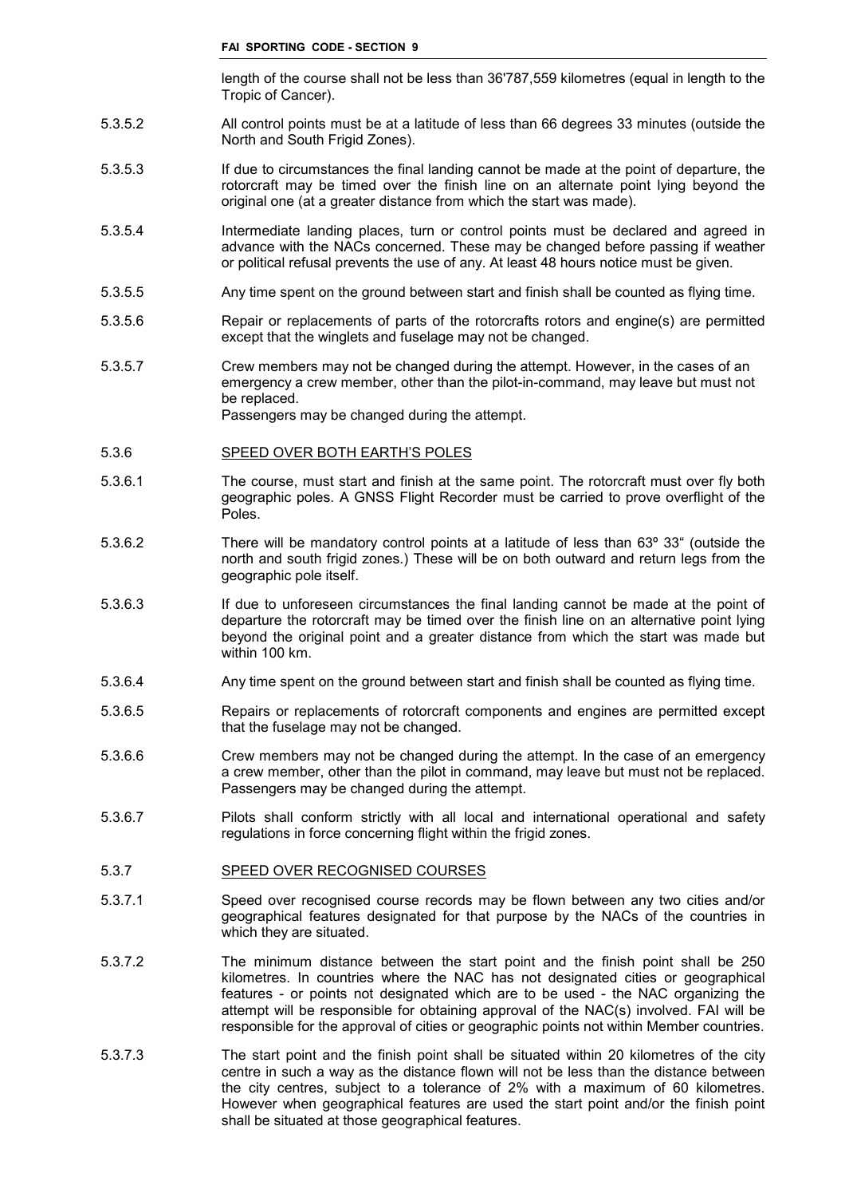length of the course shall not be less than 36'787,559 kilometres (equal in length to the Tropic of Cancer).

5.3.5.2 All control points must be at a latitude of less than 66 degrees 33 minutes (outside the North and South Frigid Zones).

5.3.5.3 If due to circumstances the final landing cannot be made at the point of departure, the rotorcraft may be timed over the finish line on an alternate point lying beyond the original one (at a greater distance from which the start was made).

5.3.5.4 Intermediate landing places, turn or control points must be declared and agreed in advance with the NACs concerned. These may be changed before passing if weather or political refusal prevents the use of any. At least 48 hours notice must be given.

5.3.5.5 Any time spent on the ground between start and finish shall be counted as flying time.

5.3.5.6 Repair or replacements of parts of the rotorcrafts rotors and engine(s) are permitted except that the winglets and fuselage may not be changed.

5.3.5.7 Crew members may not be changed during the attempt. However, in the cases of an emergency a crew member, other than the pilot-in-command, may leave but must not be replaced.
Passengers may be changed during the attempt.

### 5.3.6 SPEED OVER BOTH EARTH'S POLES

5.3.6.1 The course, must start and finish at the same point. The rotorcraft must over fly both geographic poles. A GNSS Flight Recorder must be carried to prove overflight of the Poles.

5.3.6.2 There will be mandatory control points at a latitude of less than 63º 33" (outside the north and south frigid zones.) These will be on both outward and return legs from the geographic pole itself.

5.3.6.3 If due to unforeseen circumstances the final landing cannot be made at the point of departure the rotorcraft may be timed over the finish line on an alternative point lying beyond the original point and a greater distance from which the start was made but within 100 km.

5.3.6.4 Any time spent on the ground between start and finish shall be counted as flying time.

5.3.6.5 Repairs or replacements of rotorcraft components and engines are permitted except that the fuselage may not be changed.

5.3.6.6 Crew members may not be changed during the attempt. In the case of an emergency a crew member, other than the pilot in command, may leave but must not be replaced. Passengers may be changed during the attempt.

5.3.6.7 Pilots shall conform strictly with all local and international operational and safety regulations in force concerning flight within the frigid zones.

### 5.3.7 SPEED OVER RECOGNISED COURSES

5.3.7.1 Speed over recognised course records may be flown between any two cities and/or geographical features designated for that purpose by the NACs of the countries in which they are situated.

5.3.7.2 The minimum distance between the start point and the finish point shall be 250 kilometres. In countries where the NAC has not designated cities or geographical features - or points not designated which are to be used - the NAC organizing the attempt will be responsible for obtaining approval of the NAC(s) involved. FAI will be responsible for the approval of cities or geographic points not within Member countries.

5.3.7.3 The start point and the finish point shall be situated within 20 kilometres of the city centre in such a way as the distance flown will not be less than the distance between the city centres, subject to a tolerance of 2% with a maximum of 60 kilometres. However when geographical features are used the start point and/or the finish point shall be situated at those geographical features.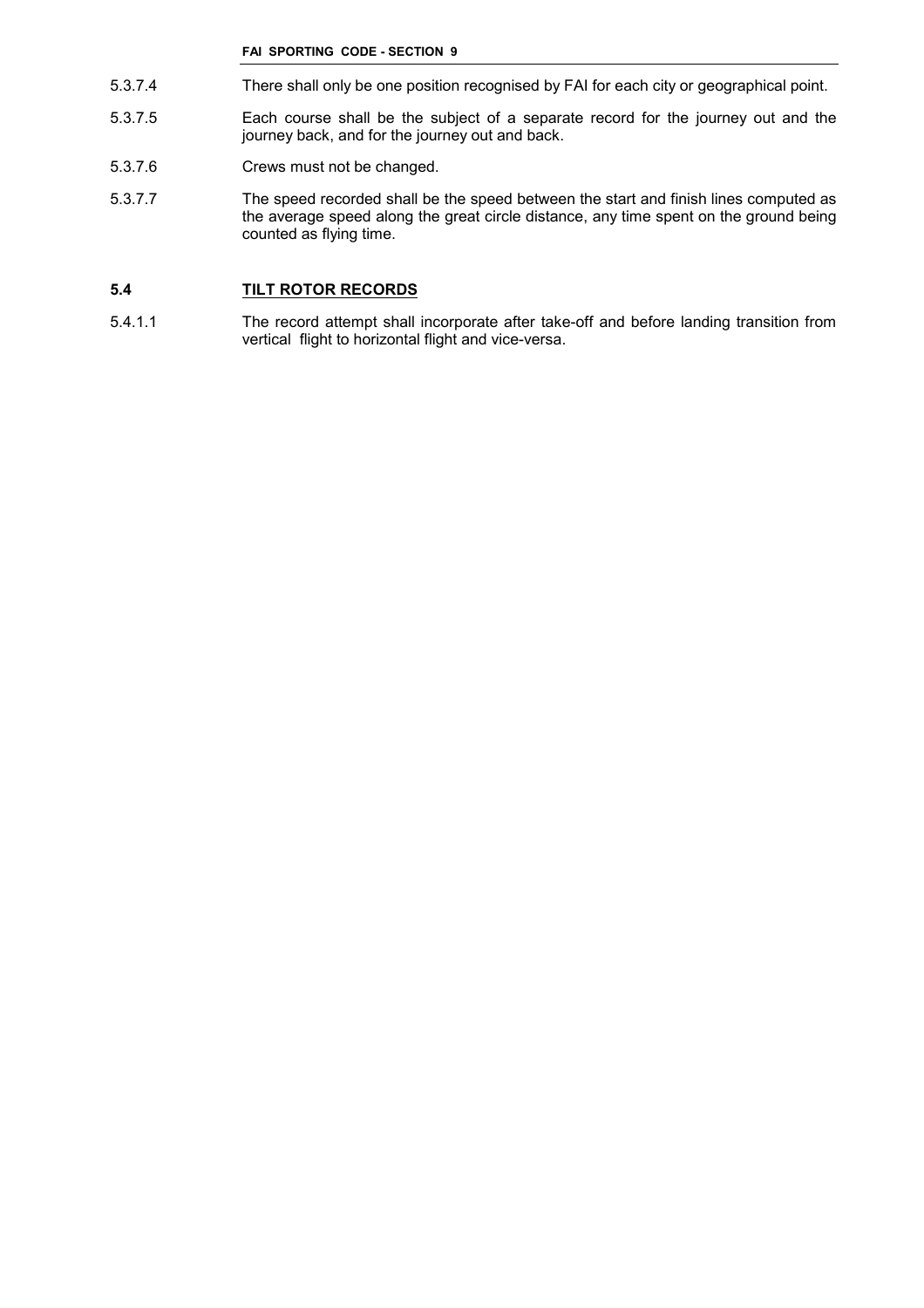5.3.7.4 There shall only be one position recognised by FAI for each city or geographical point.

5.3.7.5 Each course shall be the subject of a separate record for the journey out and the journey back, and for the journey out and back.

5.3.7.6 Crews must not be changed.

5.3.7.7 The speed recorded shall be the speed between the start and finish lines computed as the average speed along the great circle distance, any time spent on the ground being counted as flying time.

## 5.4 TILT ROTOR RECORDS

5.4.1.1 The record attempt shall incorporate after take-off and before landing transition from vertical flight to horizontal flight and vice-versa.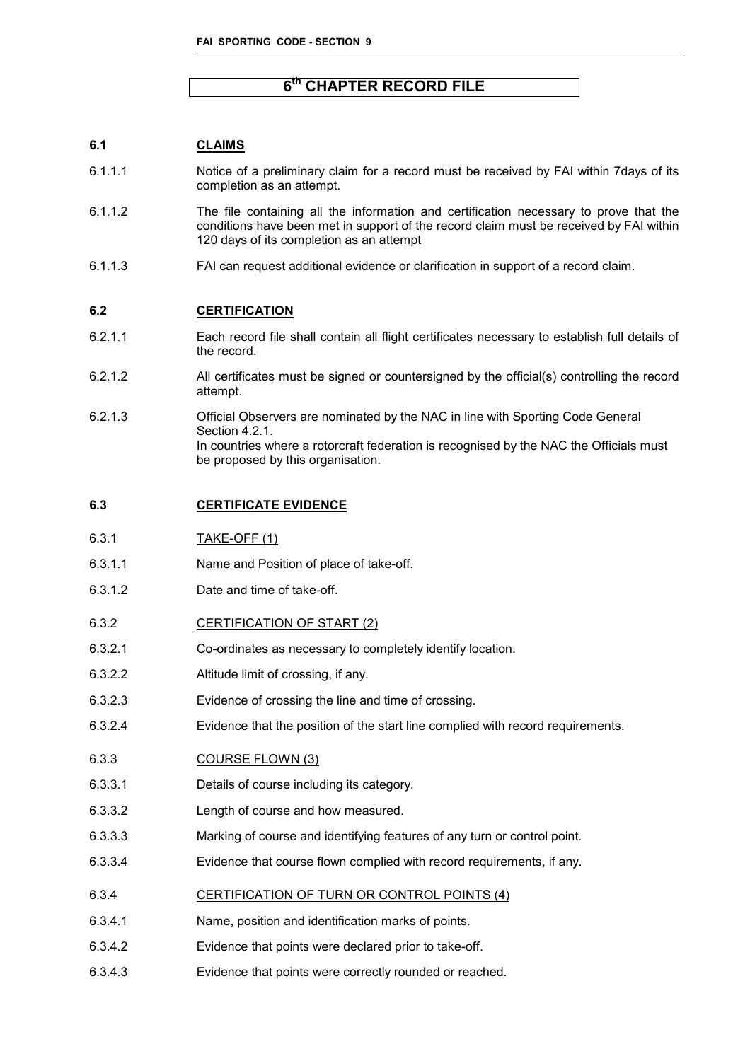# 6th CHAPTER RECORD FILE

## 6.1 CLAIMS

6.1.1.1 Notice of a preliminary claim for a record must be received by FAI within 7days of its completion as an attempt.

6.1.1.2 The file containing all the information and certification necessary to prove that the conditions have been met in support of the record claim must be received by FAI within 120 days of its completion as an attempt

6.1.1.3 FAI can request additional evidence or clarification in support of a record claim.

## 6.2 CERTIFICATION

6.2.1.1 Each record file shall contain all flight certificates necessary to establish full details of the record.

6.2.1.2 All certificates must be signed or countersigned by the official(s) controlling the record attempt.

6.2.1.3 Official Observers are nominated by the NAC in line with Sporting Code General Section 4.2.1.
In countries where a rotorcraft federation is recognised by the NAC the Officials must be proposed by this organisation.

## 6.3 CERTIFICATE EVIDENCE

6.3.1 TAKE-OFF (1)

6.3.1.1 Name and Position of place of take-off.

6.3.1.2 Date and time of take-off.

6.3.2 CERTIFICATION OF START (2)

6.3.2.1 Co-ordinates as necessary to completely identify location.

6.3.2.2 Altitude limit of crossing, if any.

6.3.2.3 Evidence of crossing the line and time of crossing.

6.3.2.4 Evidence that the position of the start line complied with record requirements.

6.3.3 COURSE FLOWN (3)

6.3.3.1 Details of course including its category.

6.3.3.2 Length of course and how measured.

6.3.3.3 Marking of course and identifying features of any turn or control point.

6.3.3.4 Evidence that course flown complied with record requirements, if any.

6.3.4 CERTIFICATION OF TURN OR CONTROL POINTS (4)

6.3.4.1 Name, position and identification marks of points.

6.3.4.2 Evidence that points were declared prior to take-off.

6.3.4.3 Evidence that points were correctly rounded or reached.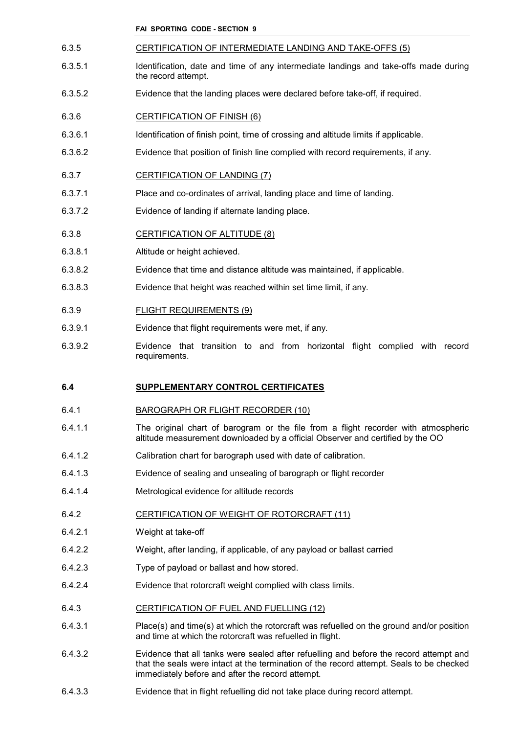6.3.5 CERTIFICATION OF INTERMEDIATE LANDING AND TAKE-OFFS (5)

6.3.5.1 Identification, date and time of any intermediate landings and take-offs made during the record attempt.

6.3.5.2 Evidence that the landing places were declared before take-off, if required.

6.3.6 CERTIFICATION OF FINISH (6)

6.3.6.1 Identification of finish point, time of crossing and altitude limits if applicable.

6.3.6.2 Evidence that position of finish line complied with record requirements, if any.

6.3.7 CERTIFICATION OF LANDING (7)

6.3.7.1 Place and co-ordinates of arrival, landing place and time of landing.

6.3.7.2 Evidence of landing if alternate landing place.

6.3.8 CERTIFICATION OF ALTITUDE (8)

6.3.8.1 Altitude or height achieved.

6.3.8.2 Evidence that time and distance altitude was maintained, if applicable.

6.3.8.3 Evidence that height was reached within set time limit, if any.

6.3.9 FLIGHT REQUIREMENTS (9)

6.3.9.1 Evidence that flight requirements were met, if any.

6.3.9.2 Evidence that transition to and from horizontal flight complied with record requirements.

## 6.4 SUPPLEMENTARY CONTROL CERTIFICATES

6.4.1 BAROGRAPH OR FLIGHT RECORDER (10)

6.4.1.1 The original chart of barogram or the file from a flight recorder with atmospheric altitude measurement downloaded by a official Observer and certified by the OO

6.4.1.2 Calibration chart for barograph used with date of calibration.

6.4.1.3 Evidence of sealing and unsealing of barograph or flight recorder

6.4.1.4 Metrological evidence for altitude records

6.4.2 CERTIFICATION OF WEIGHT OF ROTORCRAFT (11)

6.4.2.1 Weight at take-off

6.4.2.2 Weight, after landing, if applicable, of any payload or ballast carried

6.4.2.3 Type of payload or ballast and how stored.

6.4.2.4 Evidence that rotorcraft weight complied with class limits.

6.4.3 CERTIFICATION OF FUEL AND FUELLING (12)

6.4.3.1 Place(s) and time(s) at which the rotorcraft was refuelled on the ground and/or position and time at which the rotorcraft was refuelled in flight.

6.4.3.2 Evidence that all tanks were sealed after refuelling and before the record attempt and that the seals were intact at the termination of the record attempt. Seals to be checked immediately before and after the record attempt.

6.4.3.3 Evidence that in flight refuelling did not take place during record attempt.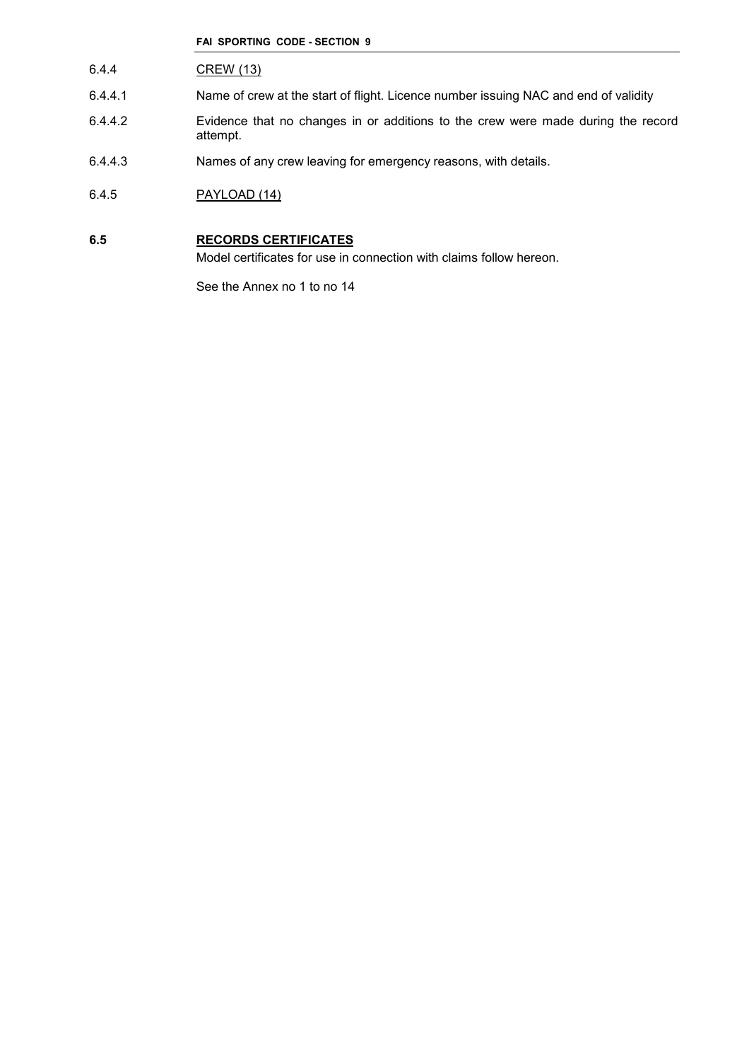6.4.4 <u>CREW (13)</u>

6.4.4.1 Name of crew at the start of flight. Licence number issuing NAC and end of validity

6.4.4.2 Evidence that no changes in or additions to the crew were made during the record attempt.

6.4.4.3 Names of any crew leaving for emergency reasons, with details.

6.4.5 <u>PAYLOAD (14)</u>

## 6.5 RECORDS CERTIFICATES

Model certificates for use in connection with claims follow hereon.

See the Annex no 1 to no 14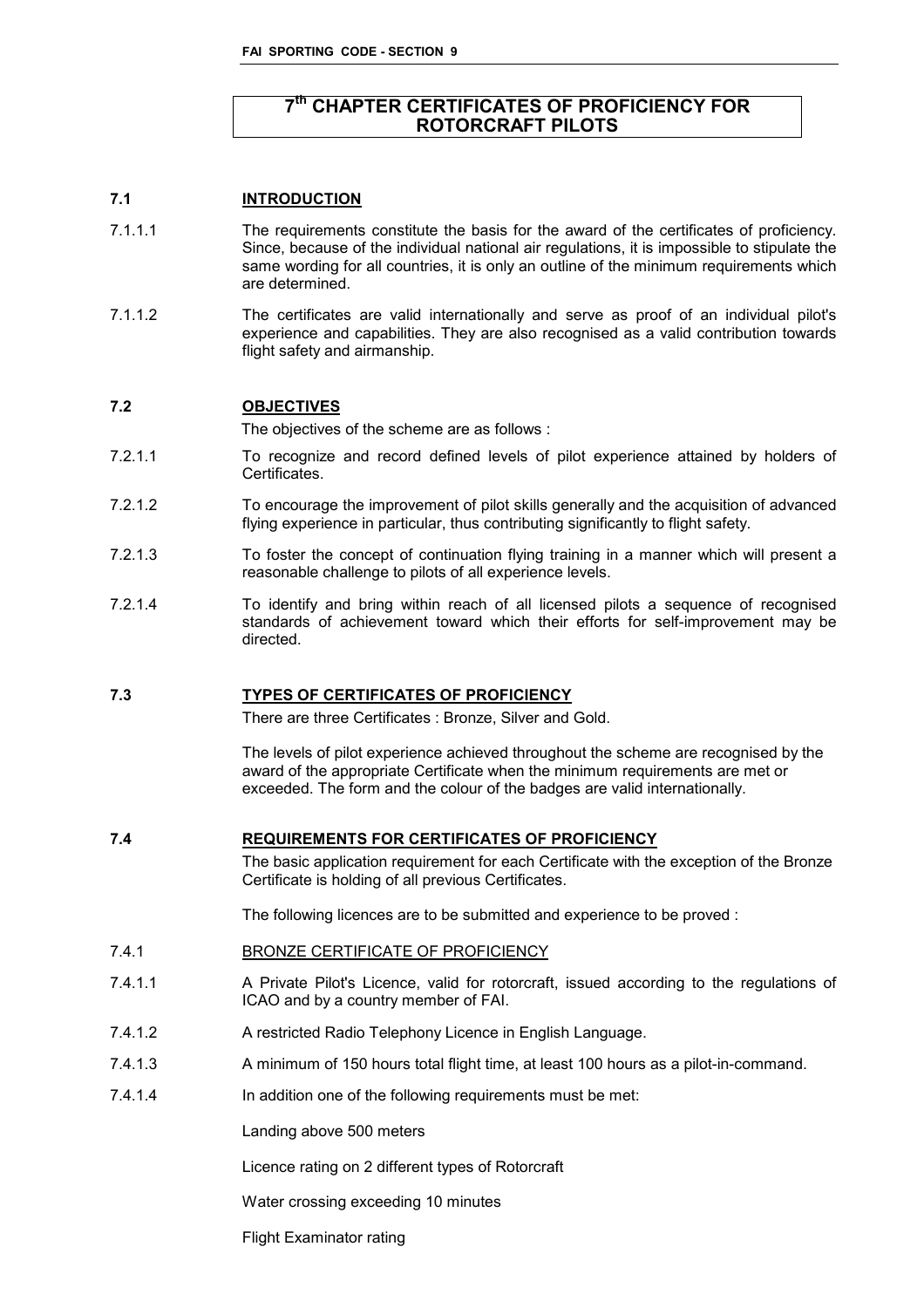# 7th CHAPTER CERTIFICATES OF PROFICIENCY FOR ROTORCRAFT PILOTS

## 7.1 INTRODUCTION

7.1.1.1 The requirements constitute the basis for the award of the certificates of proficiency. Since, because of the individual national air regulations, it is impossible to stipulate the same wording for all countries, it is only an outline of the minimum requirements which are determined.

7.1.1.2 The certificates are valid internationally and serve as proof of an individual pilot's experience and capabilities. They are also recognised as a valid contribution towards flight safety and airmanship.

## 7.2 OBJECTIVES

The objectives of the scheme are as follows :

7.2.1.1 To recognize and record defined levels of pilot experience attained by holders of Certificates.

7.2.1.2 To encourage the improvement of pilot skills generally and the acquisition of advanced flying experience in particular, thus contributing significantly to flight safety.

7.2.1.3 To foster the concept of continuation flying training in a manner which will present a reasonable challenge to pilots of all experience levels.

7.2.1.4 To identify and bring within reach of all licensed pilots a sequence of recognised standards of achievement toward which their efforts for self-improvement may be directed.

## 7.3 TYPES OF CERTIFICATES OF PROFICIENCY

There are three Certificates : Bronze, Silver and Gold.

The levels of pilot experience achieved throughout the scheme are recognised by the award of the appropriate Certificate when the minimum requirements are met or exceeded. The form and the colour of the badges are valid internationally.

## 7.4 REQUIREMENTS FOR CERTIFICATES OF PROFICIENCY

The basic application requirement for each Certificate with the exception of the Bronze Certificate is holding of all previous Certificates.

The following licences are to be submitted and experience to be proved :

### 7.4.1 BRONZE CERTIFICATE OF PROFICIENCY

7.4.1.1 A Private Pilot's Licence, valid for rotorcraft, issued according to the regulations of ICAO and by a country member of FAI.

7.4.1.2 A restricted Radio Telephony Licence in English Language.

7.4.1.3 A minimum of 150 hours total flight time, at least 100 hours as a pilot-in-command.

7.4.1.4 In addition one of the following requirements must be met:

Landing above 500 meters

Licence rating on 2 different types of Rotorcraft

Water crossing exceeding 10 minutes

Flight Examinator rating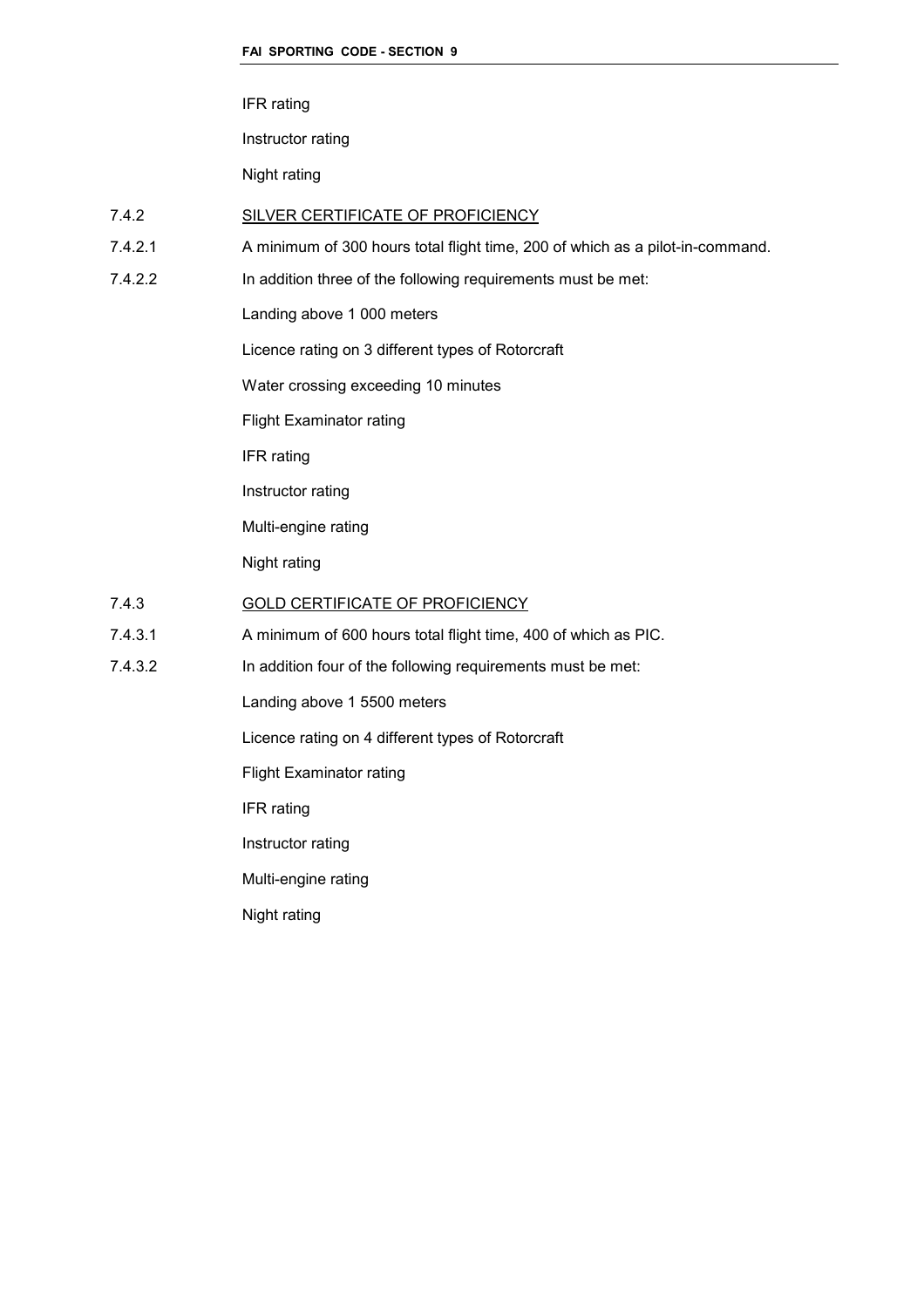IFR rating

Instructor rating

Night rating

7.4.2 SILVER CERTIFICATE OF PROFICIENCY

7.4.2.1 A minimum of 300 hours total flight time, 200 of which as a pilot-in-command.

7.4.2.2 In addition three of the following requirements must be met:

Landing above 1 000 meters

Licence rating on 3 different types of Rotorcraft

Water crossing exceeding 10 minutes

Flight Examinator rating

IFR rating

Instructor rating

Multi-engine rating

Night rating

7.4.3 GOLD CERTIFICATE OF PROFICIENCY

7.4.3.1 A minimum of 600 hours total flight time, 400 of which as PIC.

7.4.3.2 In addition four of the following requirements must be met:

Landing above 1 5500 meters

Licence rating on 4 different types of Rotorcraft

Flight Examinator rating

IFR rating

Instructor rating

Multi-engine rating

Night rating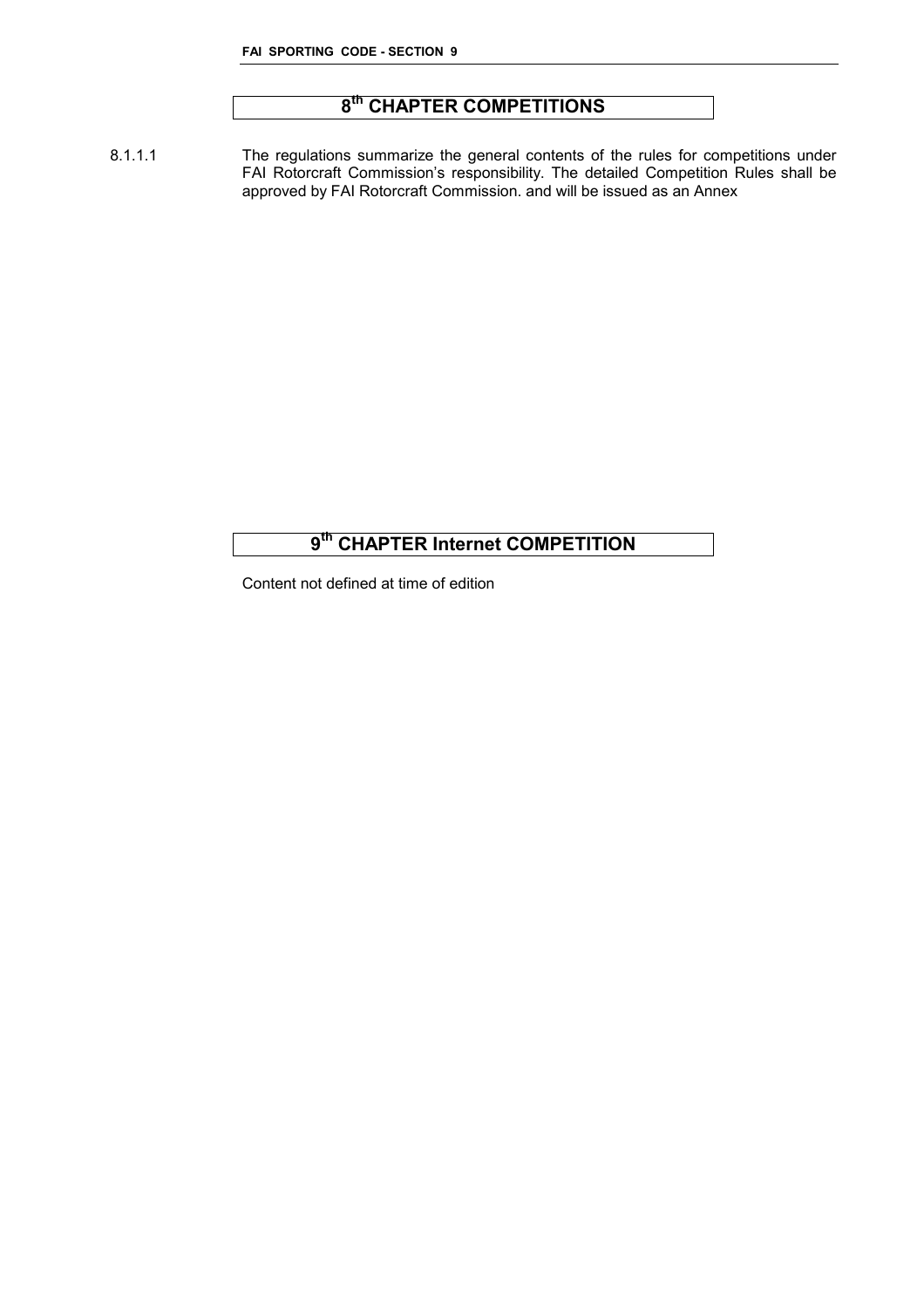# 8th CHAPTER COMPETITIONS

8.1.1.1 The regulations summarize the general contents of the rules for competitions under FAI Rotorcraft Commission's responsibility. The detailed Competition Rules shall be approved by FAI Rotorcraft Commission. and will be issued as an Annex

# 9th CHAPTER Internet COMPETITION

Content not defined at time of edition